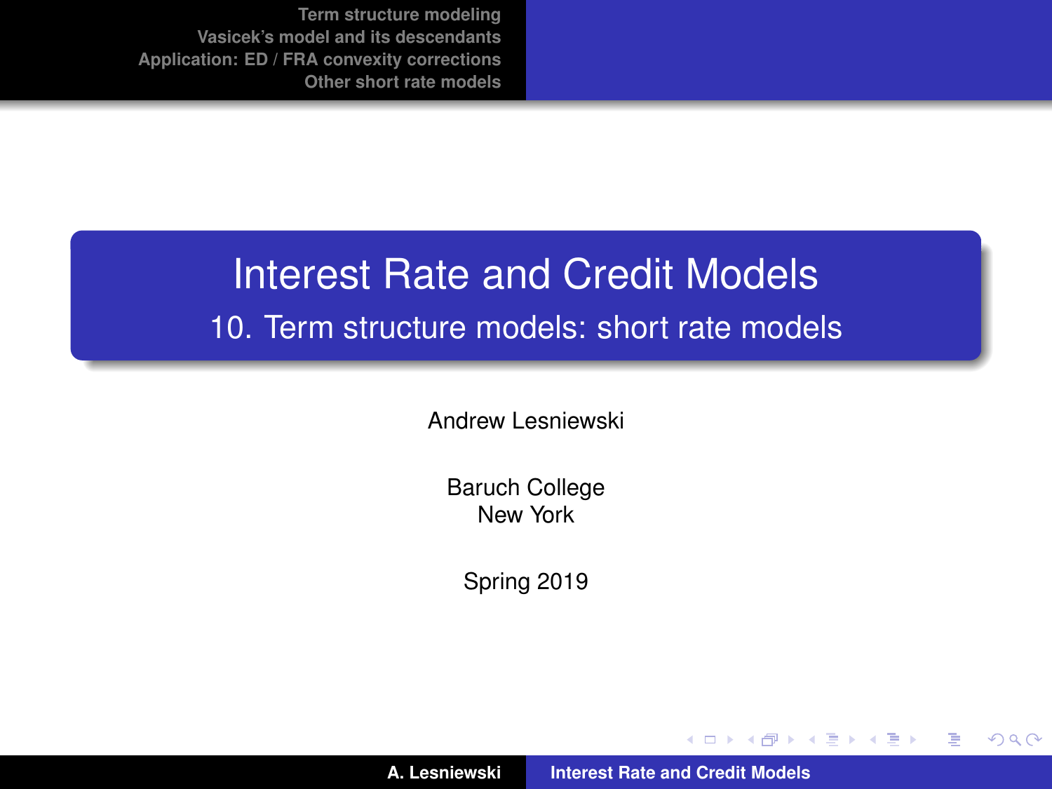# Interest Rate and Credit Models

## 10. Term structure models: short rate models

Andrew Lesniewski

Baruch College
New York

Spring 2019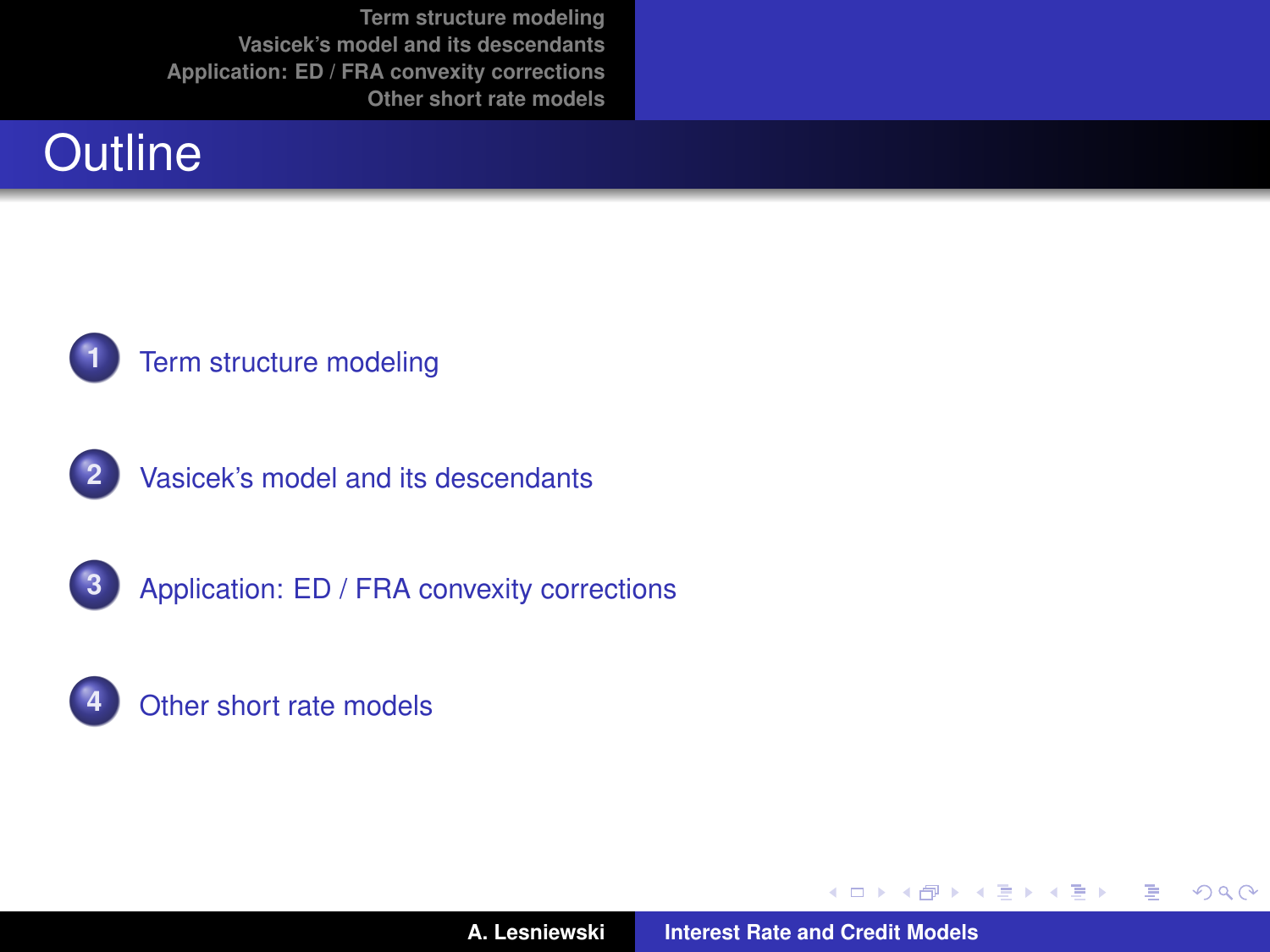# Outline

1. Term structure modeling
2. Vasicek's model and its descendants
3. Application: ED / FRA convexity corrections
4. Other short rate models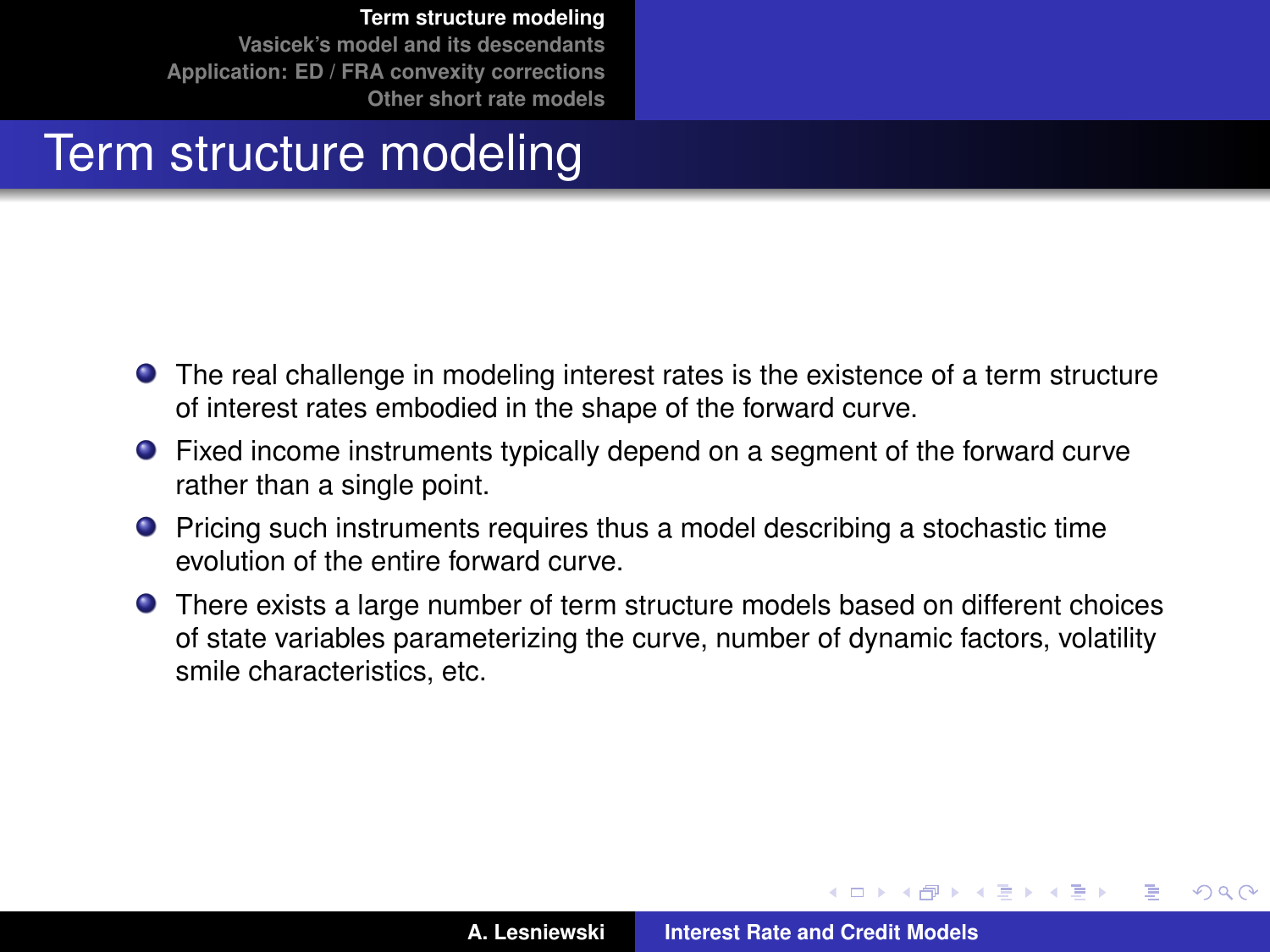# Term structure modeling

- The real challenge in modeling interest rates is the existence of a term structure of interest rates embodied in the shape of the forward curve.
- Fixed income instruments typically depend on a segment of the forward curve rather than a single point.
- Pricing such instruments requires thus a model describing a stochastic time evolution of the entire forward curve.
- There exists a large number of term structure models based on different choices of state variables parameterizing the curve, number of dynamic factors, volatility smile characteristics, etc.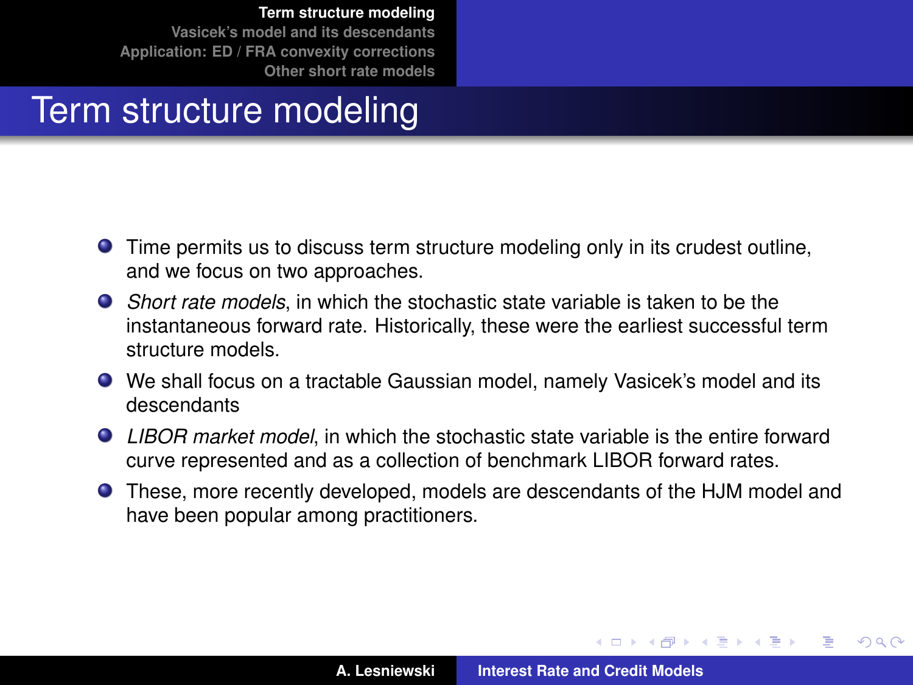# Term structure modeling

- Time permits us to discuss term structure modeling only in its crudest outline, and we focus on two approaches.
- *Short rate models*, in which the stochastic state variable is taken to be the instantaneous forward rate. Historically, these were the earliest successful term structure models.
- We shall focus on a tractable Gaussian model, namely Vasicek's model and its descendants
- *LIBOR market model*, in which the stochastic state variable is the entire forward curve represented and as a collection of benchmark LIBOR forward rates.
- These, more recently developed, models are descendants of the HJM model and have been popular among practitioners.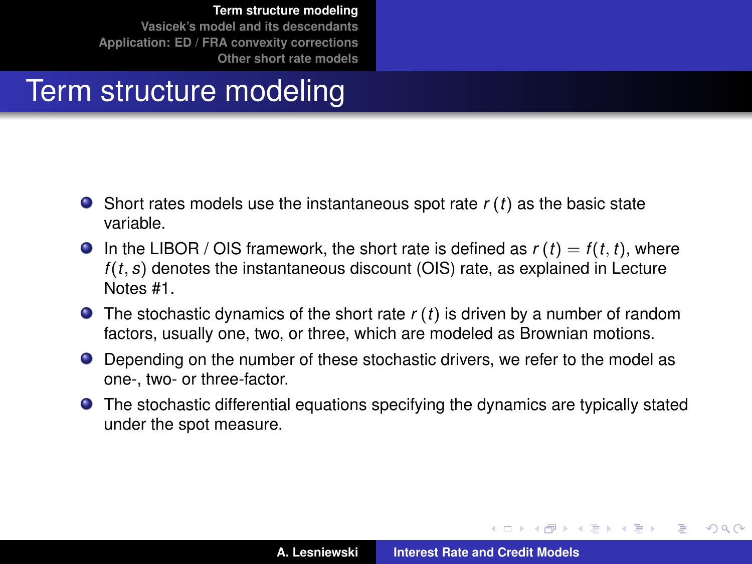# Term structure modeling

- Short rates models use the instantaneous spot rate $r(t)$ as the basic state variable.
- In the LIBOR / OIS framework, the short rate is defined as $r(t) = f(t, t)$, where $f(t, s)$ denotes the instantaneous discount (OIS) rate, as explained in Lecture Notes #1.
- The stochastic dynamics of the short rate $r(t)$ is driven by a number of random factors, usually one, two, or three, which are modeled as Brownian motions.
- Depending on the number of these stochastic drivers, we refer to the model as one-, two- or three-factor.
- The stochastic differential equations specifying the dynamics are typically stated under the spot measure.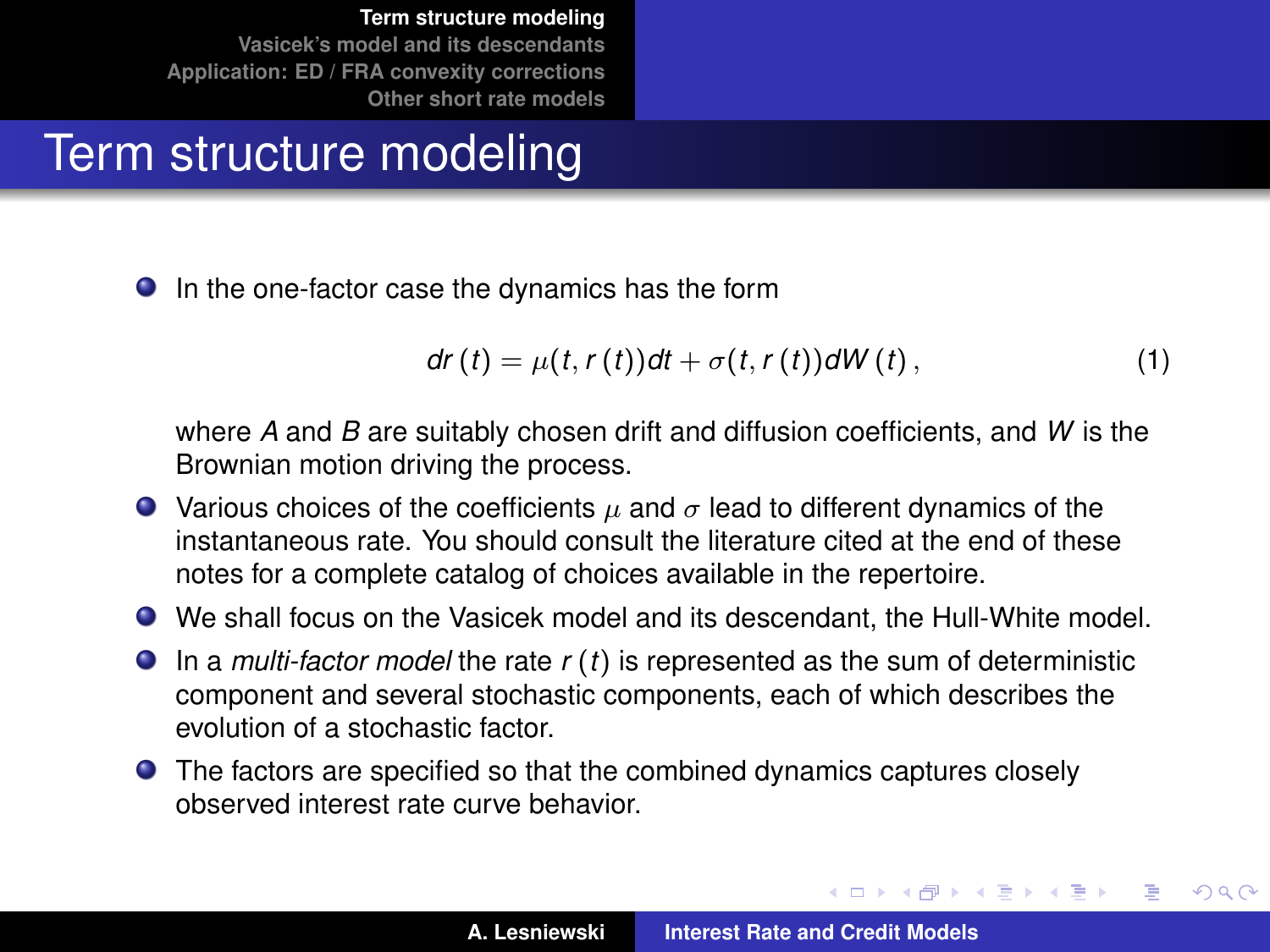# Term structure modeling

- In the one-factor case the dynamics has the form

$$dr(t) = \mu(t, r(t))dt + \sigma(t, r(t))dW(t), \tag{1}$$

  where $A$ and $B$ are suitably chosen drift and diffusion coefficients, and $W$ is the Brownian motion driving the process.

- Various choices of the coefficients $\mu$ and $\sigma$ lead to different dynamics of the instantaneous rate. You should consult the literature cited at the end of these notes for a complete catalog of choices available in the repertoire.
- We shall focus on the Vasicek model and its descendant, the Hull-White model.
- In a *multi-factor model* the rate $r(t)$ is represented as the sum of deterministic component and several stochastic components, each of which describes the evolution of a stochastic factor.
- The factors are specified so that the combined dynamics captures closely observed interest rate curve behavior.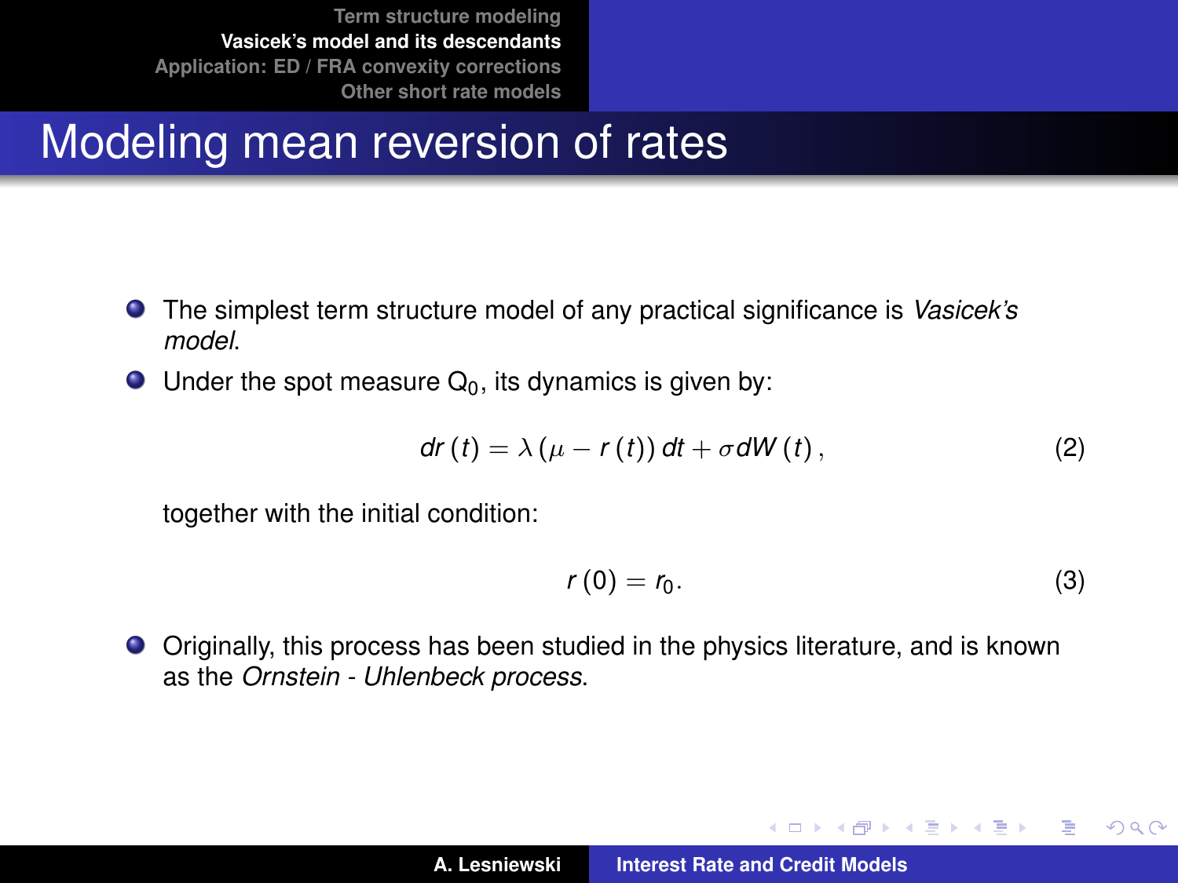# Modeling mean reversion of rates

- The simplest term structure model of any practical significance is *Vasicek's model*.
- Under the spot measure $Q_0$, its dynamics is given by:

$$dr(t) = \lambda (\mu - r(t))\, dt + \sigma dW(t), \tag{2}$$

  together with the initial condition:

$$r(0) = r_0. \tag{3}$$

- Originally, this process has been studied in the physics literature, and is known as the *Ornstein - Uhlenbeck process*.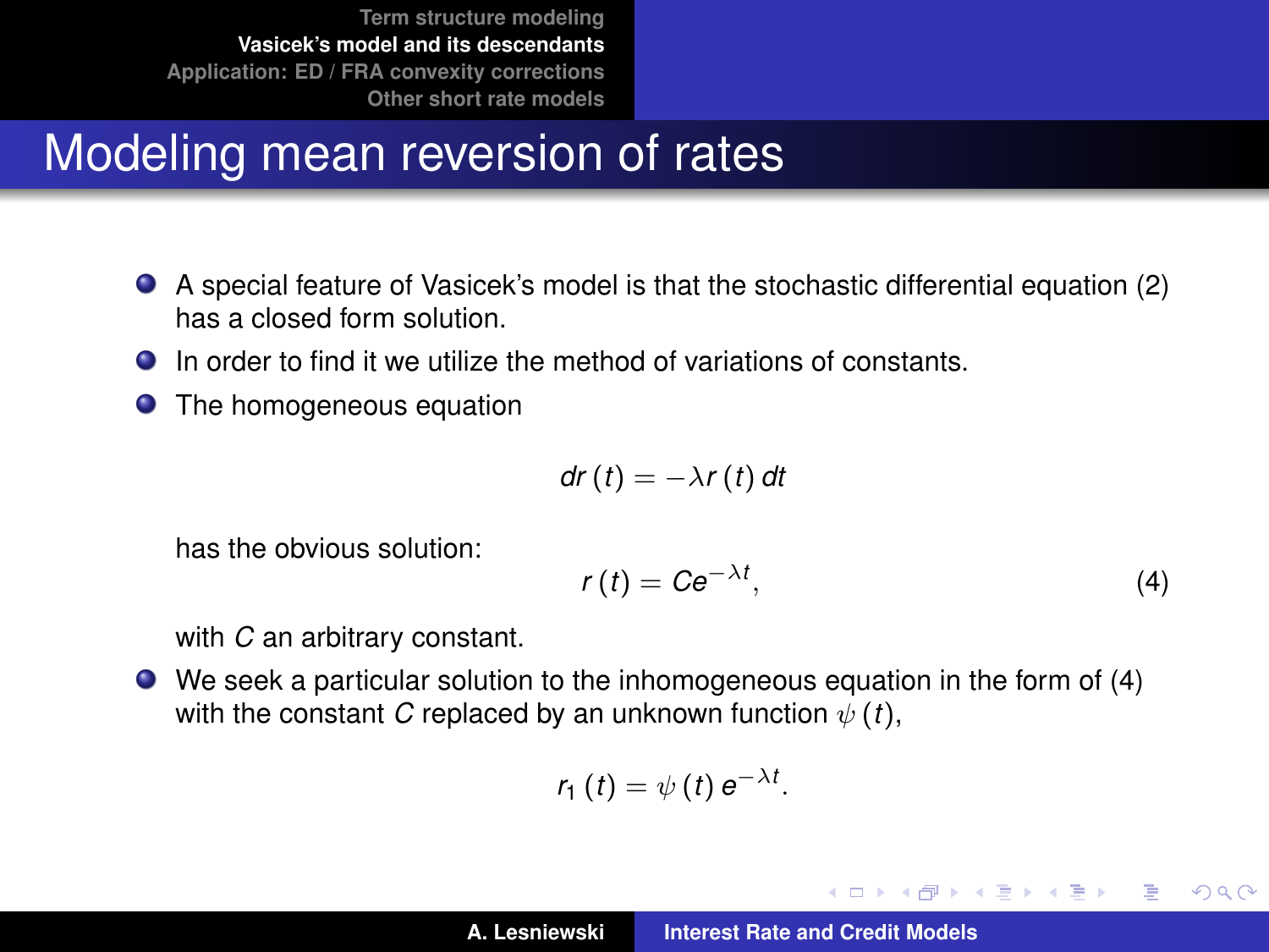# Modeling mean reversion of rates

- A special feature of Vasicek's model is that the stochastic differential equation (2) has a closed form solution.
- In order to find it we utilize the method of variations of constants.
- The homogeneous equation

$$dr(t) = -\lambda r(t)\, dt$$

  has the obvious solution:

$$r(t) = Ce^{-\lambda t}, \tag{4}$$

  with $C$ an arbitrary constant.
- We seek a particular solution to the inhomogeneous equation in the form of (4) with the constant $C$ replaced by an unknown function $\psi(t)$,

$$r_1(t) = \psi(t)\, e^{-\lambda t}.$$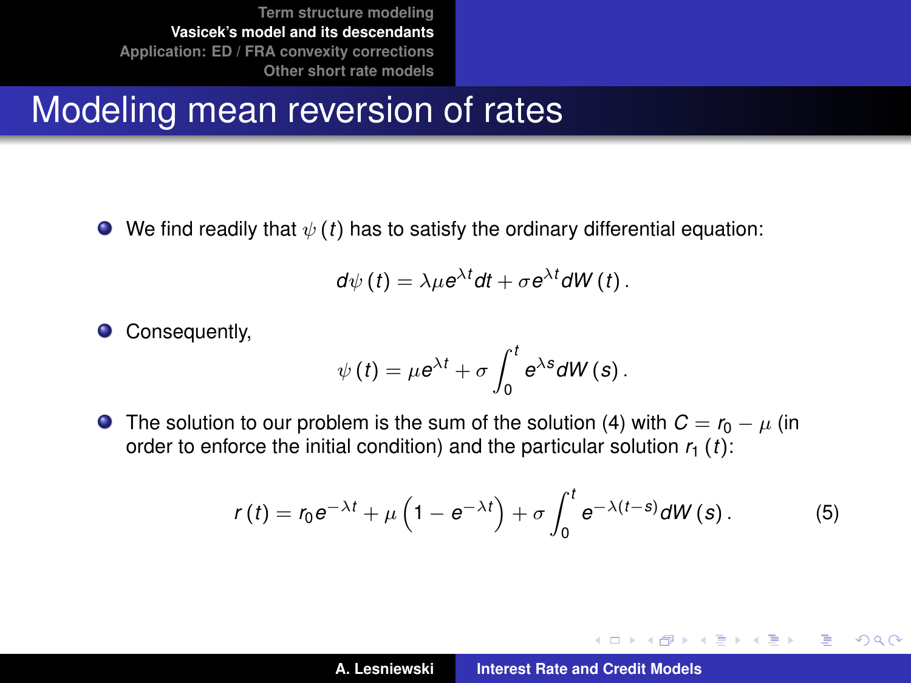# Modeling mean reversion of rates

- We find readily that $\psi(t)$ has to satisfy the ordinary differential equation:

$$d\psi(t) = \lambda\mu e^{\lambda t} dt + \sigma e^{\lambda t} dW(t) .$$

- Consequently,

$$\psi(t) = \mu e^{\lambda t} + \sigma \int_0^t e^{\lambda s} dW(s) .$$

- The solution to our problem is the sum of the solution (4) with $C = r_0 - \mu$ (in order to enforce the initial condition) and the particular solution $r_1(t)$:

$$r(t) = r_0 e^{-\lambda t} + \mu \left(1 - e^{-\lambda t}\right) + \sigma \int_0^t e^{-\lambda(t-s)} dW(s) . \tag{5}$$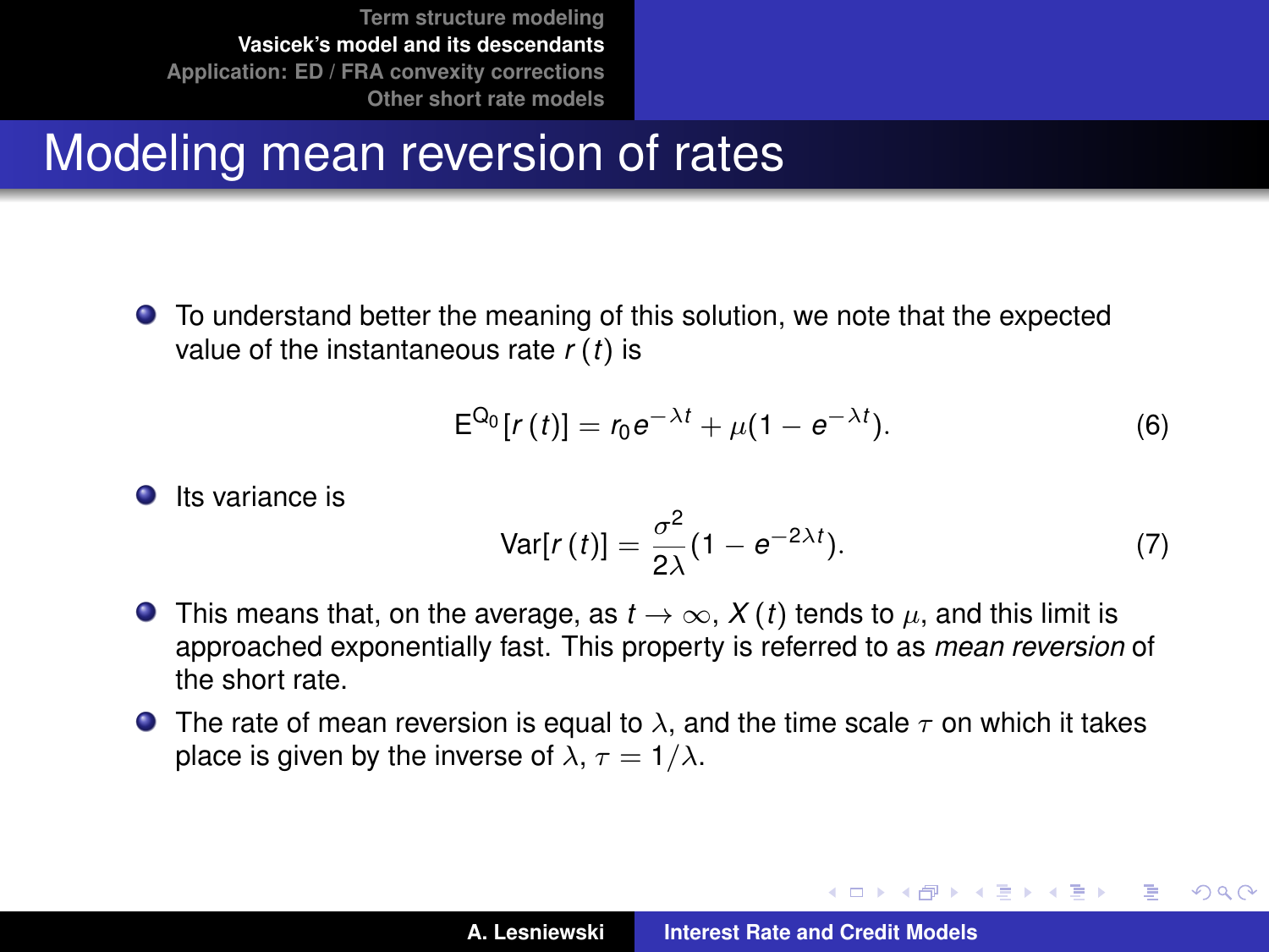# Modeling mean reversion of rates

- To understand better the meaning of this solution, we note that the expected value of the instantaneous rate $r(t)$ is

$$\mathsf{E}^{\mathsf{Q}_0}[r(t)] = r_0 e^{-\lambda t} + \mu(1 - e^{-\lambda t}). \tag{6}$$

- Its variance is

$$\mathrm{Var}[r(t)] = \frac{\sigma^2}{2\lambda}(1 - e^{-2\lambda t}). \tag{7}$$

- This means that, on the average, as $t \to \infty$, $X(t)$ tends to $\mu$, and this limit is approached exponentially fast. This property is referred to as *mean reversion* of the short rate.
- The rate of mean reversion is equal to $\lambda$, and the time scale $\tau$ on which it takes place is given by the inverse of $\lambda$, $\tau = 1/\lambda$.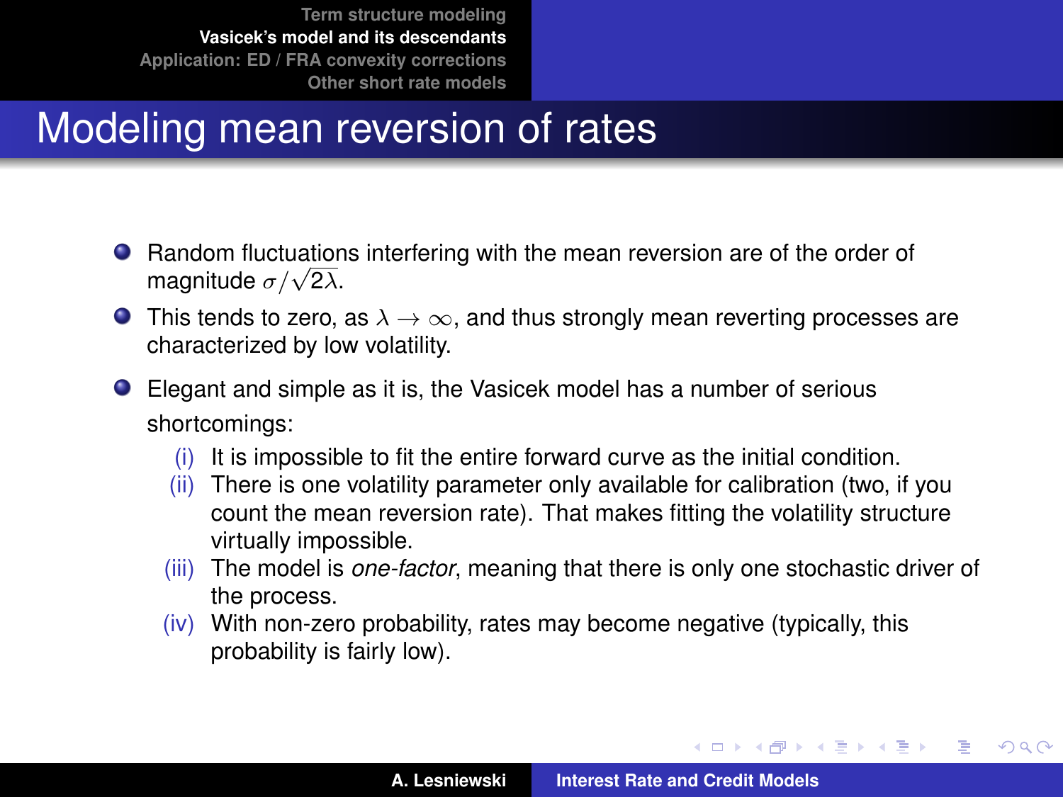# Modeling mean reversion of rates

- Random fluctuations interfering with the mean reversion are of the order of magnitude $\sigma/\sqrt{2\lambda}$.
- This tends to zero, as $\lambda \to \infty$, and thus strongly mean reverting processes are characterized by low volatility.
- Elegant and simple as it is, the Vasicek model has a number of serious shortcomings:
  - (i) It is impossible to fit the entire forward curve as the initial condition.
  - (ii) There is one volatility parameter only available for calibration (two, if you count the mean reversion rate). That makes fitting the volatility structure virtually impossible.
  - (iii) The model is *one-factor*, meaning that there is only one stochastic driver of the process.
  - (iv) With non-zero probability, rates may become negative (typically, this probability is fairly low).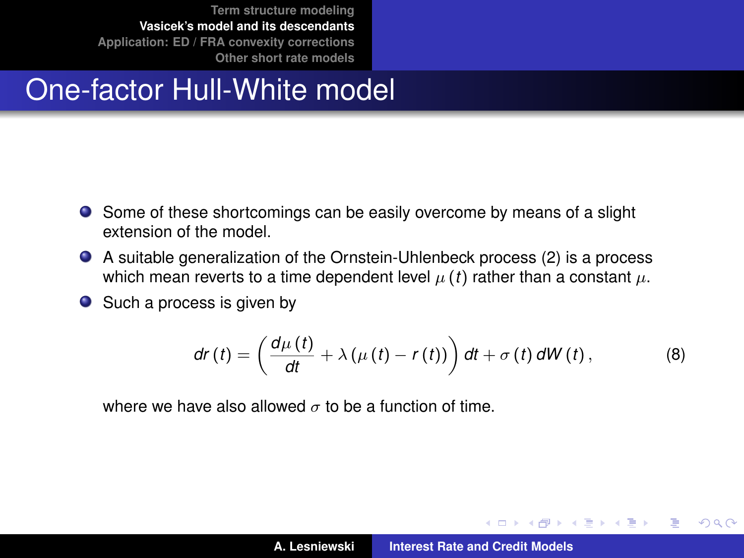# One-factor Hull-White model

- Some of these shortcomings can be easily overcome by means of a slight extension of the model.
- A suitable generalization of the Ornstein-Uhlenbeck process (2) is a process which mean reverts to a time dependent level $\mu(t)$ rather than a constant $\mu$.
- Such a process is given by

$$dr(t) = \left(\frac{d\mu(t)}{dt} + \lambda(\mu(t) - r(t))\right) dt + \sigma(t)\, dW(t), \tag{8}$$

where we have also allowed $\sigma$ to be a function of time.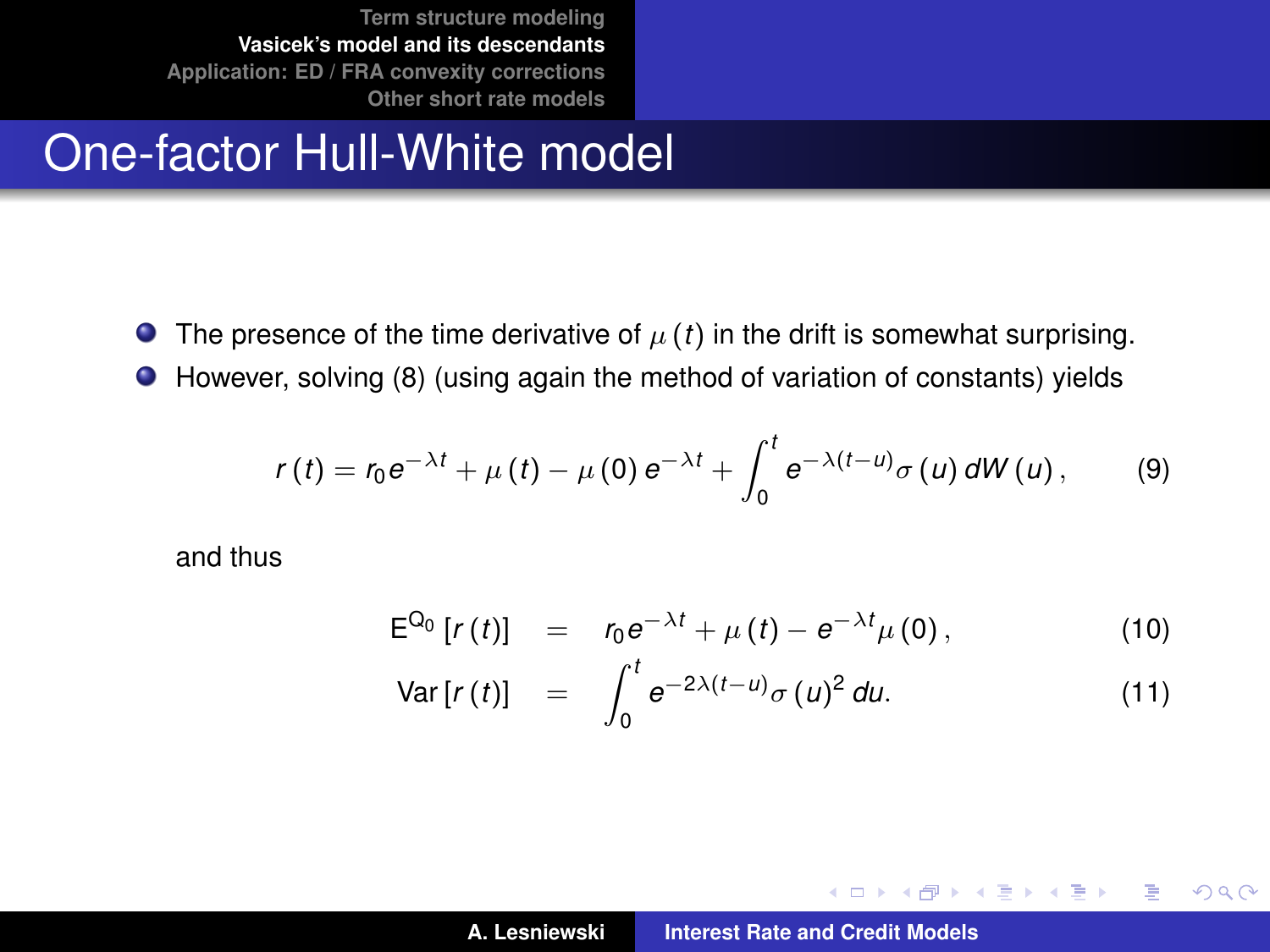# One-factor Hull-White model

- The presence of the time derivative of $\mu(t)$ in the drift is somewhat surprising.
- However, solving (8) (using again the method of variation of constants) yields

$$r(t) = r_0 e^{-\lambda t} + \mu(t) - \mu(0) e^{-\lambda t} + \int_0^t e^{-\lambda(t-u)} \sigma(u) \, dW(u), \tag{9}$$

and thus

$$\mathrm{E}^{\mathrm{Q}_0}[r(t)] = r_0 e^{-\lambda t} + \mu(t) - e^{-\lambda t} \mu(0), \tag{10}$$

$$\mathrm{Var}[r(t)] = \int_0^t e^{-2\lambda(t-u)} \sigma(u)^2 \, du. \tag{11}$$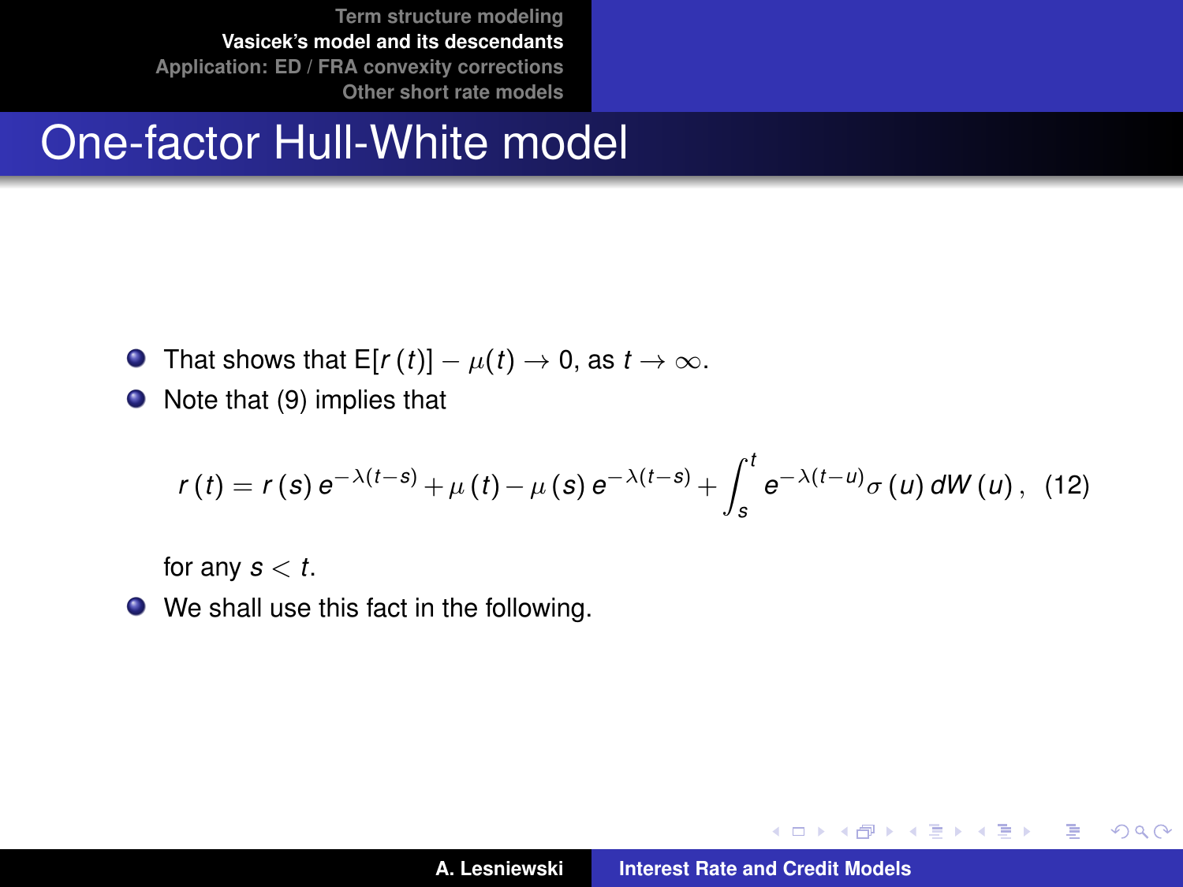# One-factor Hull-White model

- That shows that $\mathrm{E}[r(t)] - \mu(t) \to 0$, as $t \to \infty$.
- Note that (9) implies that

$$r(t) = r(s)\, e^{-\lambda(t-s)} + \mu(t) - \mu(s)\, e^{-\lambda(t-s)} + \int_s^t e^{-\lambda(t-u)} \sigma(u)\, dW(u)\,, \quad (12)$$

  for any $s < t$.
- We shall use this fact in the following.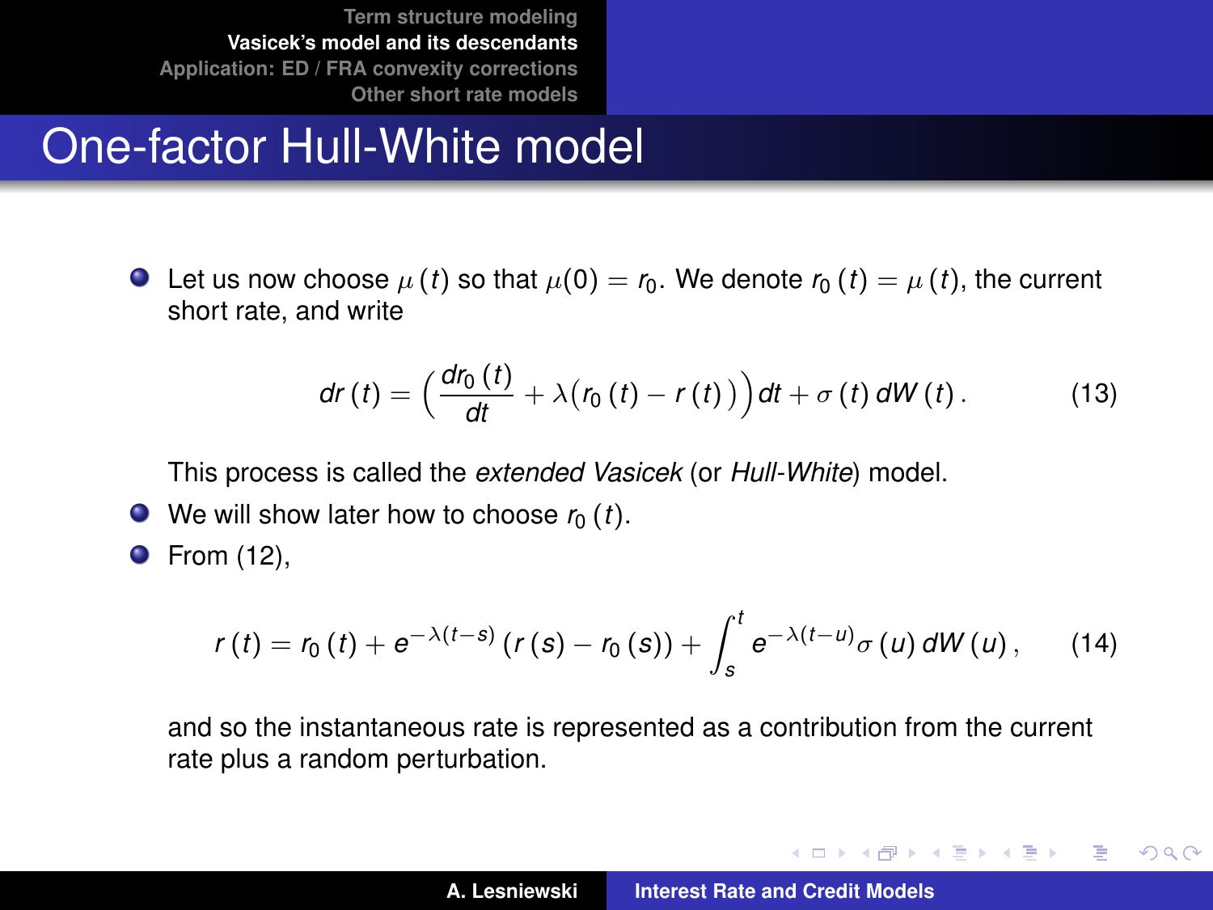# One-factor Hull-White model

- Let us now choose $\mu(t)$ so that $\mu(0) = r_0$. We denote $r_0(t) = \mu(t)$, the current short rate, and write

$$dr(t) = \Big(\frac{dr_0(t)}{dt} + \lambda\big(r_0(t) - r(t)\big)\Big)dt + \sigma(t)\,dW(t). \tag{13}$$

  This process is called the *extended Vasicek* (or *Hull-White*) model.

- We will show later how to choose $r_0(t)$.
- From (12),

$$r(t) = r_0(t) + e^{-\lambda(t-s)}\left(r(s) - r_0(s)\right) + \int_s^t e^{-\lambda(t-u)}\sigma(u)\,dW(u), \tag{14}$$

  and so the instantaneous rate is represented as a contribution from the current rate plus a random perturbation.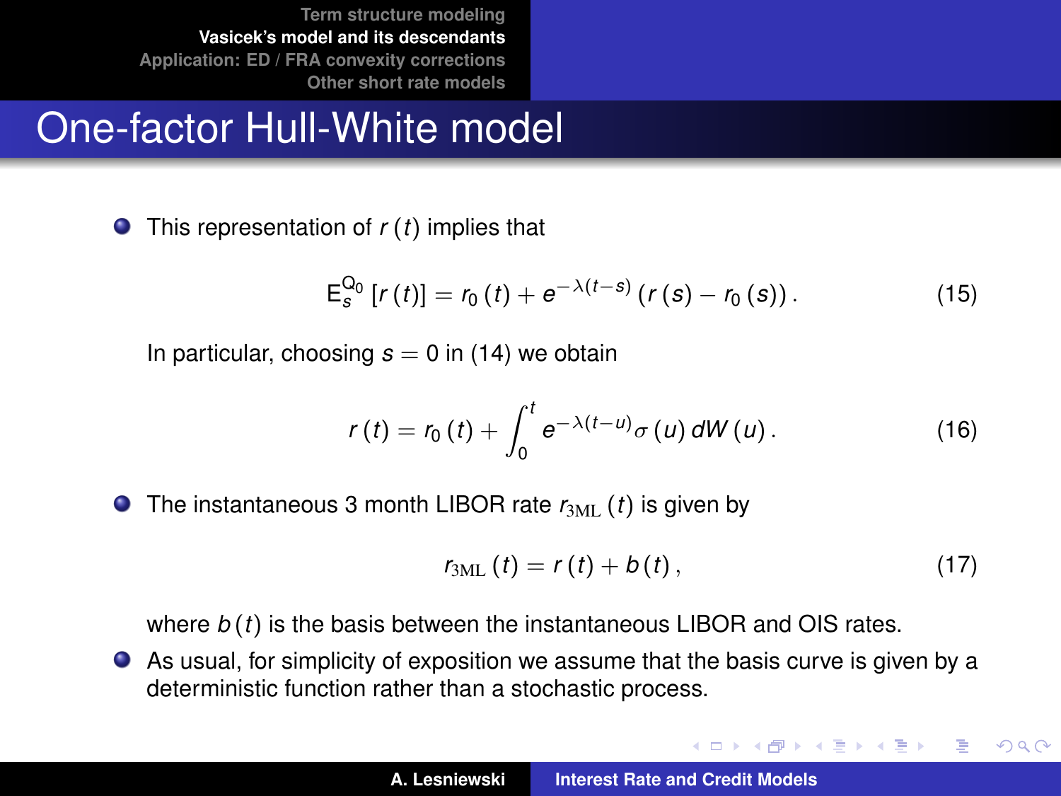# One-factor Hull-White model

- This representation of $r(t)$ implies that

$$\mathsf{E}_s^{\mathsf{Q}_0}\left[r(t)\right] = r_0(t) + e^{-\lambda(t-s)}\left(r(s) - r_0(s)\right). \tag{15}$$

  In particular, choosing $s = 0$ in (14) we obtain

$$r(t) = r_0(t) + \int_0^t e^{-\lambda(t-u)}\sigma(u)\, dW(u). \tag{16}$$

- The instantaneous 3 month LIBOR rate $r_{\mathrm{3ML}}(t)$ is given by

$$r_{\mathrm{3ML}}(t) = r(t) + b(t), \tag{17}$$

  where $b(t)$ is the basis between the instantaneous LIBOR and OIS rates.

- As usual, for simplicity of exposition we assume that the basis curve is given by a deterministic function rather than a stochastic process.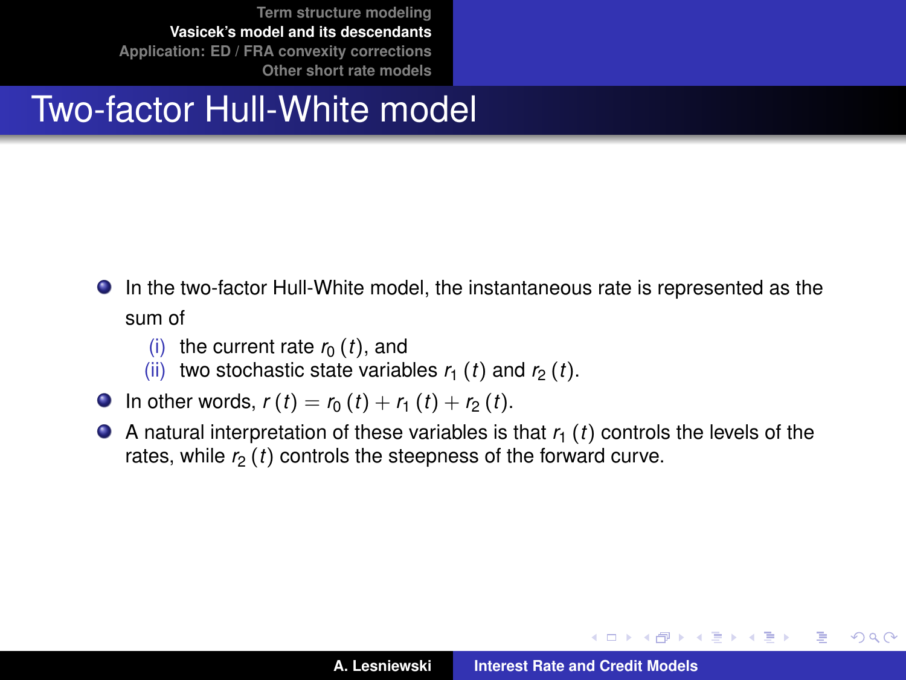# Two-factor Hull-White model

- In the two-factor Hull-White model, the instantaneous rate is represented as the sum of
  - (i) the current rate $r_0(t)$, and
  - (ii) two stochastic state variables $r_1(t)$ and $r_2(t)$.
- In other words, $r(t) = r_0(t) + r_1(t) + r_2(t)$.
- A natural interpretation of these variables is that $r_1(t)$ controls the levels of the rates, while $r_2(t)$ controls the steepness of the forward curve.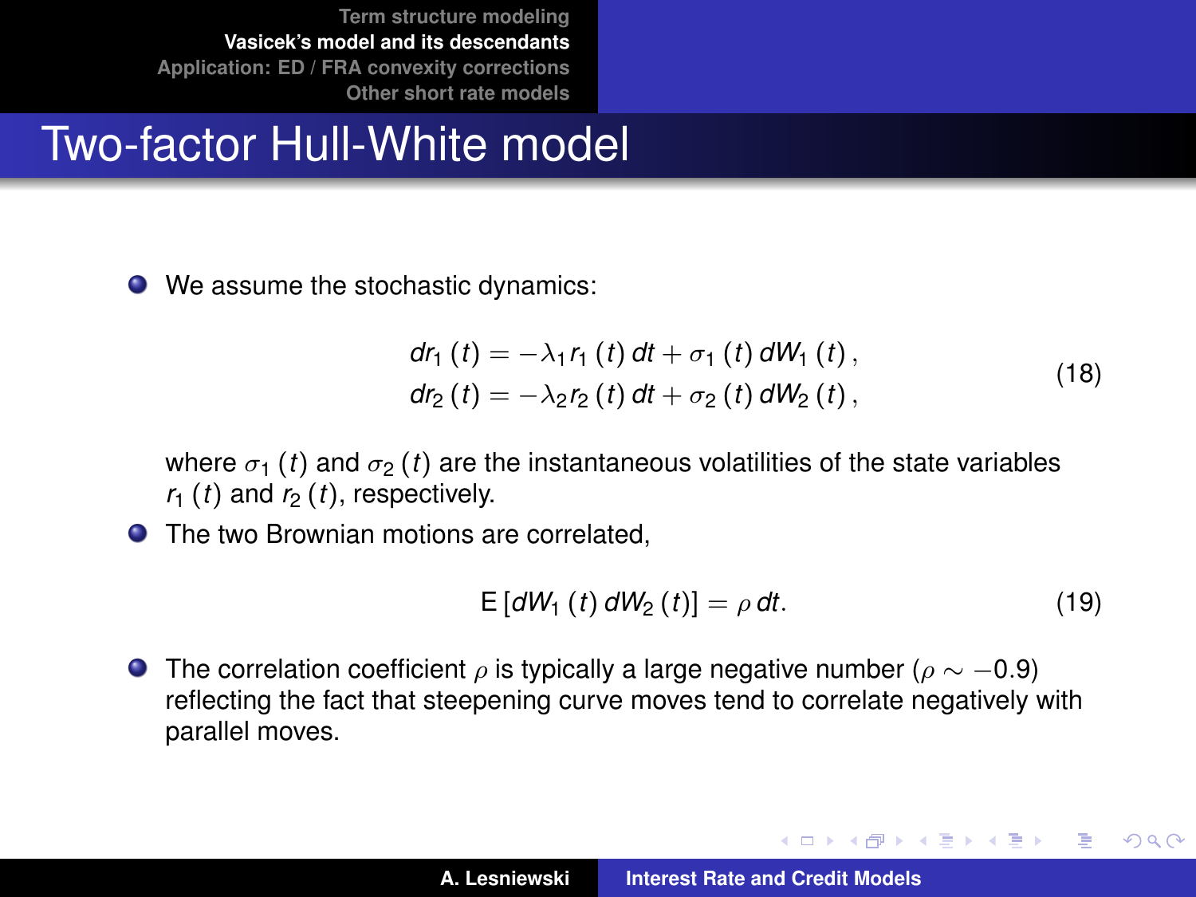# Two-factor Hull-White model

- We assume the stochastic dynamics:

$$
\begin{aligned}
dr_1(t) &= -\lambda_1 r_1(t)\, dt + \sigma_1(t)\, dW_1(t), \\
dr_2(t) &= -\lambda_2 r_2(t)\, dt + \sigma_2(t)\, dW_2(t),
\end{aligned}
\tag{18}
$$

  where $\sigma_1(t)$ and $\sigma_2(t)$ are the instantaneous volatilities of the state variables $r_1(t)$ and $r_2(t)$, respectively.

- The two Brownian motions are correlated,

$$
\mathrm{E}\left[dW_1(t)\, dW_2(t)\right] = \rho\, dt. \tag{19}
$$

- The correlation coefficient $\rho$ is typically a large negative number ($\rho \sim -0.9$) reflecting the fact that steepening curve moves tend to correlate negatively with parallel moves.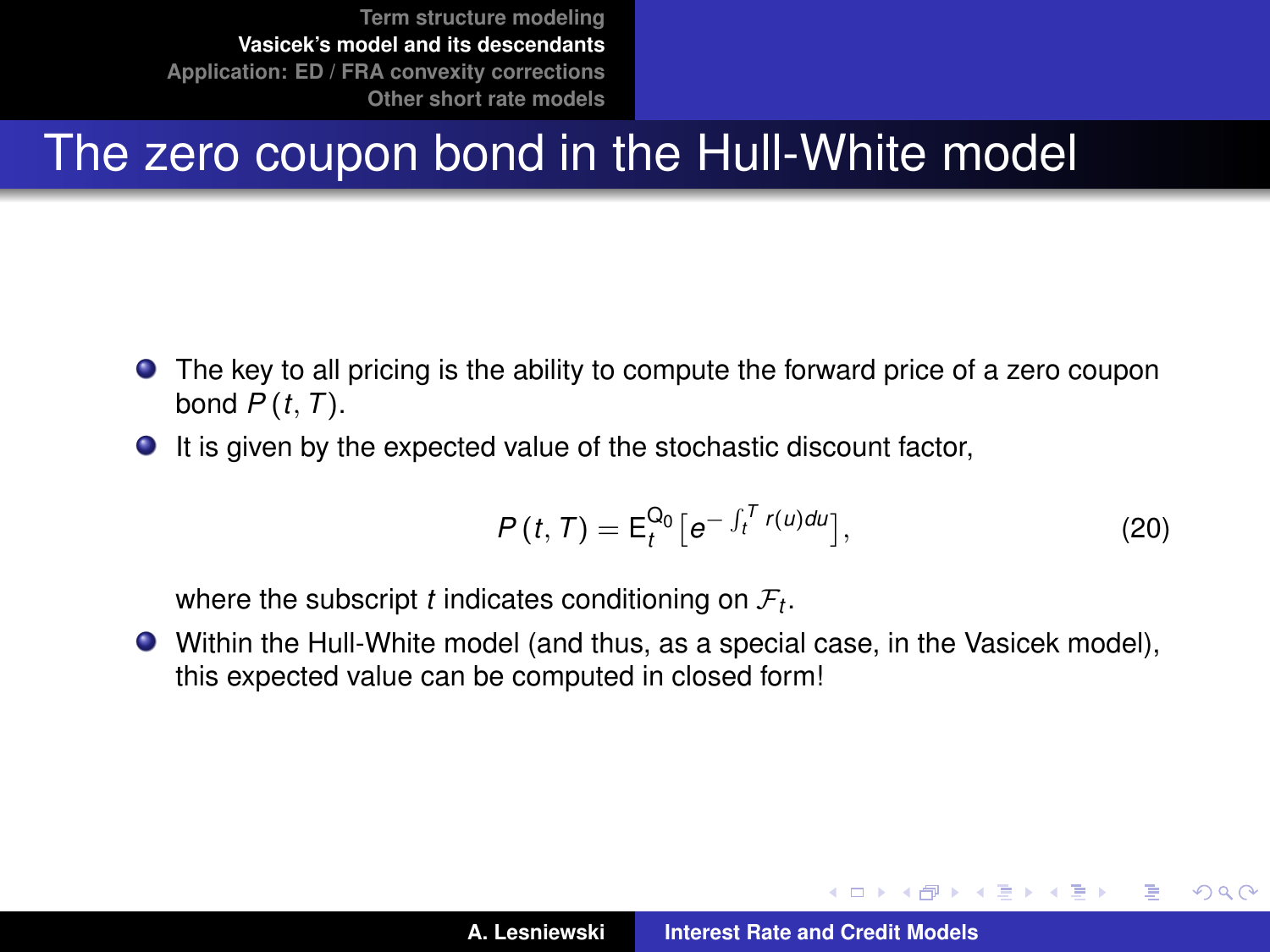# The zero coupon bond in the Hull-White model

- The key to all pricing is the ability to compute the forward price of a zero coupon bond $P(t,T)$.
- It is given by the expected value of the stochastic discount factor,

$$P(t,T) = \mathsf{E}_t^{\mathsf{Q}_0}\left[e^{-\int_t^T r(u)du}\right], \tag{20}$$

  where the subscript $t$ indicates conditioning on $\mathcal{F}_t$.
- Within the Hull-White model (and thus, as a special case, in the Vasicek model), this expected value can be computed in closed form!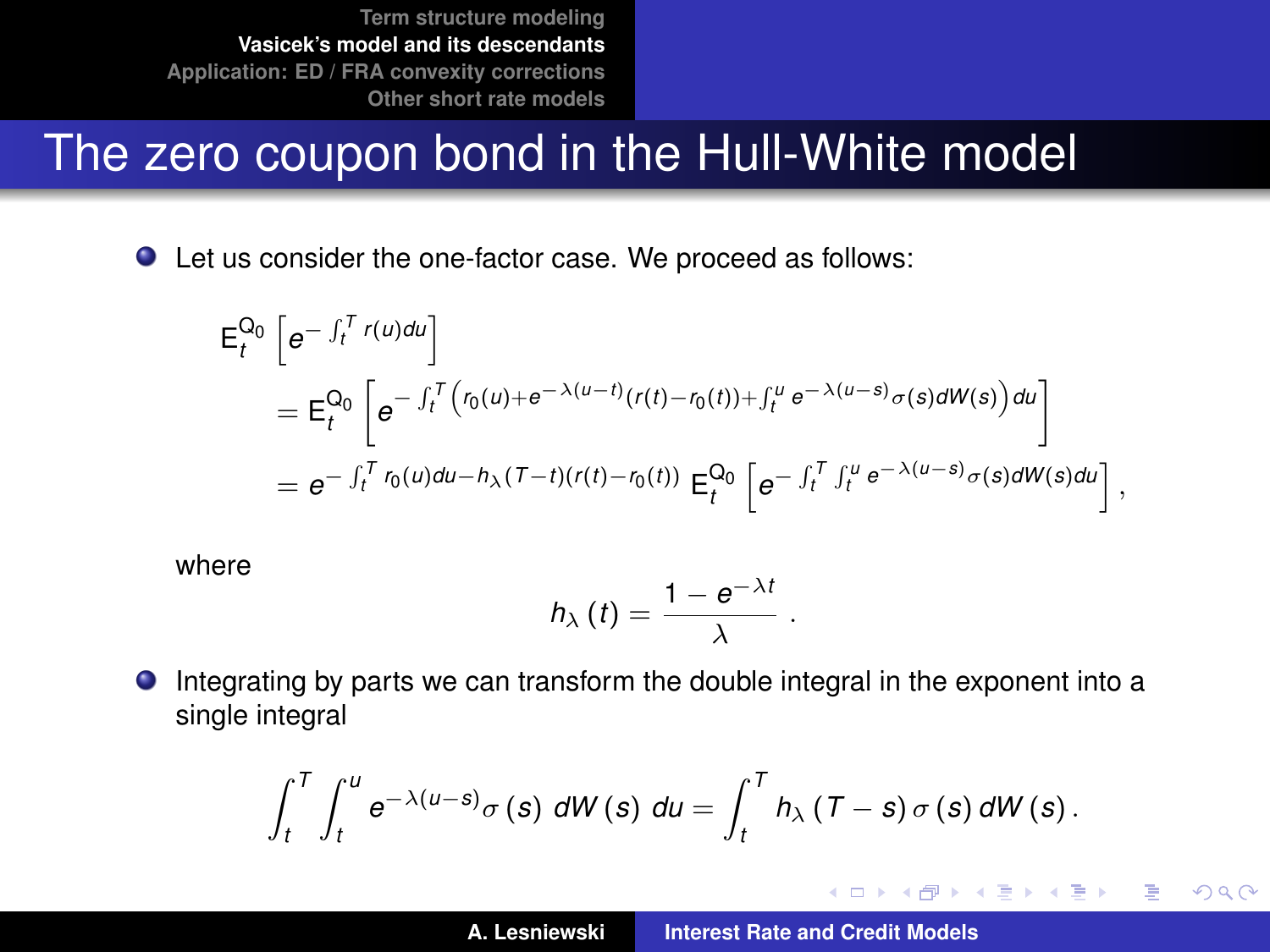# The zero coupon bond in the Hull-White model

- Let us consider the one-factor case. We proceed as follows:

$$
\begin{aligned}
&\mathsf{E}_t^{\mathsf{Q}_0}\left[e^{-\int_t^T r(u)du}\right] \\
&= \mathsf{E}_t^{\mathsf{Q}_0}\left[e^{-\int_t^T \left(r_0(u)+e^{-\lambda(u-t)}(r(t)-r_0(t))+\int_t^u e^{-\lambda(u-s)}\sigma(s)dW(s)\right)du}\right] \\
&= e^{-\int_t^T r_0(u)du - h_\lambda(T-t)(r(t)-r_0(t))}\ \mathsf{E}_t^{\mathsf{Q}_0}\left[e^{-\int_t^T\int_t^u e^{-\lambda(u-s)}\sigma(s)dW(s)du}\right],
\end{aligned}
$$

where

$$
h_\lambda(t) = \frac{1-e^{-\lambda t}}{\lambda}.
$$

- Integrating by parts we can transform the double integral in the exponent into a single integral

$$
\int_t^T \int_t^u e^{-\lambda(u-s)}\sigma(s)\ dW(s)\ du = \int_t^T h_\lambda(T-s)\,\sigma(s)\,dW(s).
$$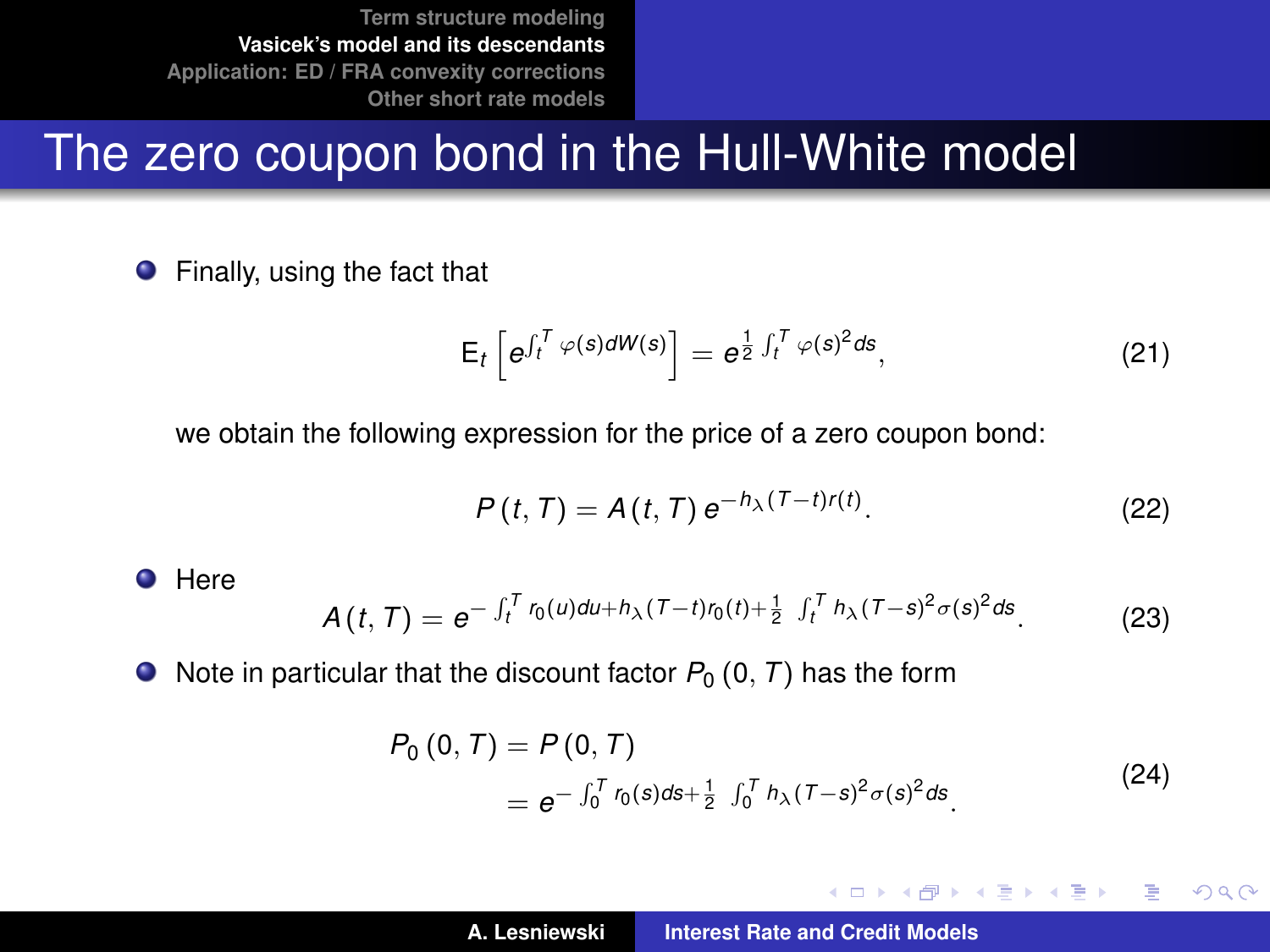# The zero coupon bond in the Hull-White model

- Finally, using the fact that

$$\mathrm{E}_t\left[e^{\int_t^T \varphi(s)dW(s)}\right] = e^{\frac{1}{2}\int_t^T \varphi(s)^2 ds}, \tag{21}$$

  we obtain the following expression for the price of a zero coupon bond:

$$P(t,T) = A(t,T)\, e^{-h_\lambda(T-t)r(t)}. \tag{22}$$

- Here

$$A(t,T) = e^{-\int_t^T r_0(u)du + h_\lambda(T-t)r_0(t) + \frac{1}{2}\int_t^T h_\lambda(T-s)^2\sigma(s)^2 ds}. \tag{23}$$

- Note in particular that the discount factor $P_0(0,T)$ has the form

$$\begin{aligned} P_0(0,T) &= P(0,T) \\ &= e^{-\int_0^T r_0(s)ds + \frac{1}{2}\int_0^T h_\lambda(T-s)^2\sigma(s)^2 ds}. \end{aligned} \tag{24}$$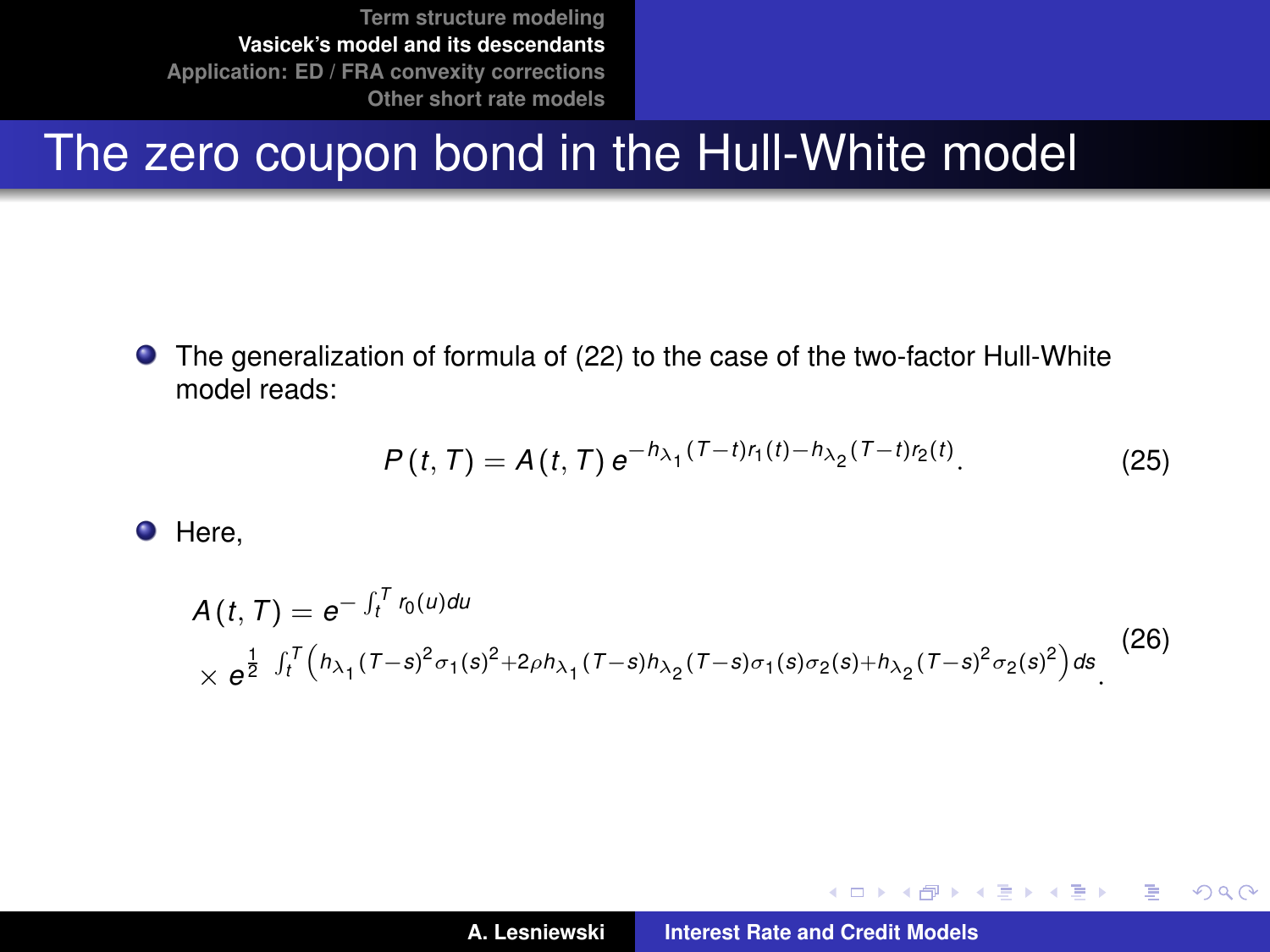# The zero coupon bond in the Hull-White model

- The generalization of formula of (22) to the case of the two-factor Hull-White model reads:

$$P(t,T) = A(t,T)\, e^{-h_{\lambda_1}(T-t)r_1(t) - h_{\lambda_2}(T-t)r_2(t)}. \tag{25}$$

- Here,

$$A(t,T) = e^{-\int_t^T r_0(u)du} \times e^{\frac{1}{2}\int_t^T \left(h_{\lambda_1}(T-s)^2\sigma_1(s)^2 + 2\rho h_{\lambda_1}(T-s)h_{\lambda_2}(T-s)\sigma_1(s)\sigma_2(s) + h_{\lambda_2}(T-s)^2\sigma_2(s)^2\right)ds}. \tag{26}$$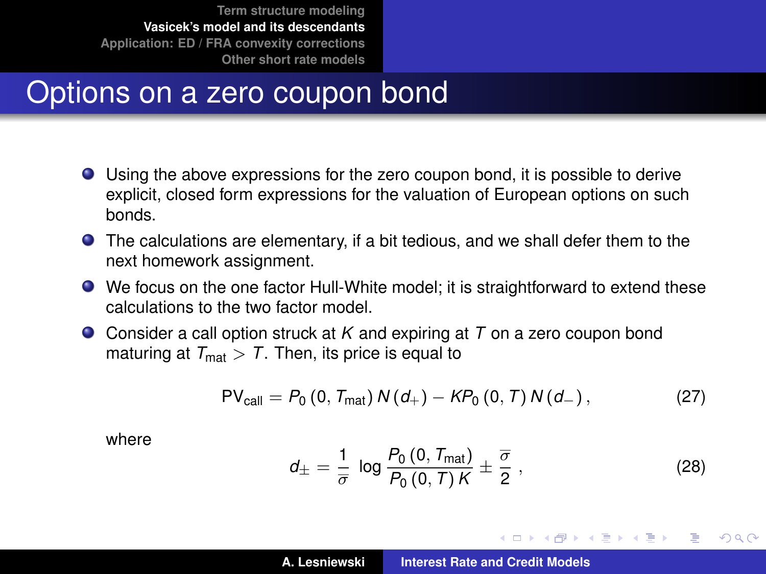# Options on a zero coupon bond

- Using the above expressions for the zero coupon bond, it is possible to derive explicit, closed form expressions for the valuation of European options on such bonds.
- The calculations are elementary, if a bit tedious, and we shall defer them to the next homework assignment.
- We focus on the one factor Hull-White model; it is straightforward to extend these calculations to the two factor model.
- Consider a call option struck at $K$ and expiring at $T$ on a zero coupon bond maturing at $T_{\text{mat}} > T$. Then, its price is equal to

$$\text{PV}_{\text{call}} = P_0\left(0, T_{\text{mat}}\right) N\left(d_+\right) - K P_0\left(0, T\right) N\left(d_-\right), \tag{27}$$

where

$$d_\pm = \frac{1}{\overline{\sigma}} \log \frac{P_0\left(0, T_{\text{mat}}\right)}{P_0\left(0, T\right) K} \pm \frac{\overline{\sigma}}{2}, \tag{28}$$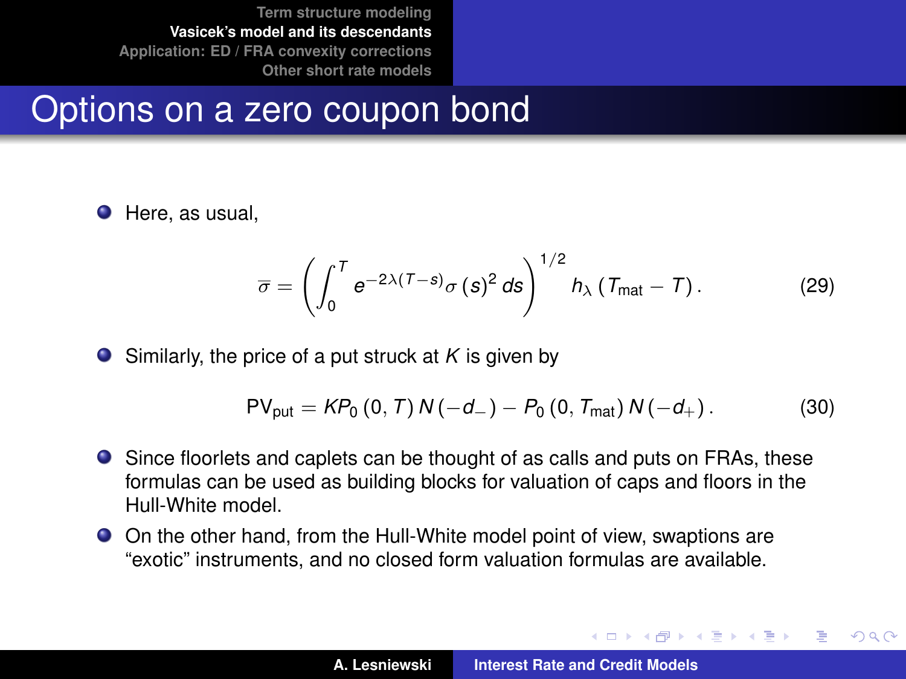# Options on a zero coupon bond

- Here, as usual,

$$\overline{\sigma} = \left( \int_0^T e^{-2\lambda(T-s)} \sigma(s)^2 \, ds \right)^{1/2} h_\lambda \left( T_{\text{mat}} - T \right). \tag{29}$$

- Similarly, the price of a put struck at $K$ is given by

$$\text{PV}_{\text{put}} = K P_0 \left(0, T\right) N\left(-d_-\right) - P_0 \left(0, T_{\text{mat}}\right) N\left(-d_+\right). \tag{30}$$

- Since floorlets and caplets can be thought of as calls and puts on FRAs, these formulas can be used as building blocks for valuation of caps and floors in the Hull-White model.
- On the other hand, from the Hull-White model point of view, swaptions are "exotic" instruments, and no closed form valuation formulas are available.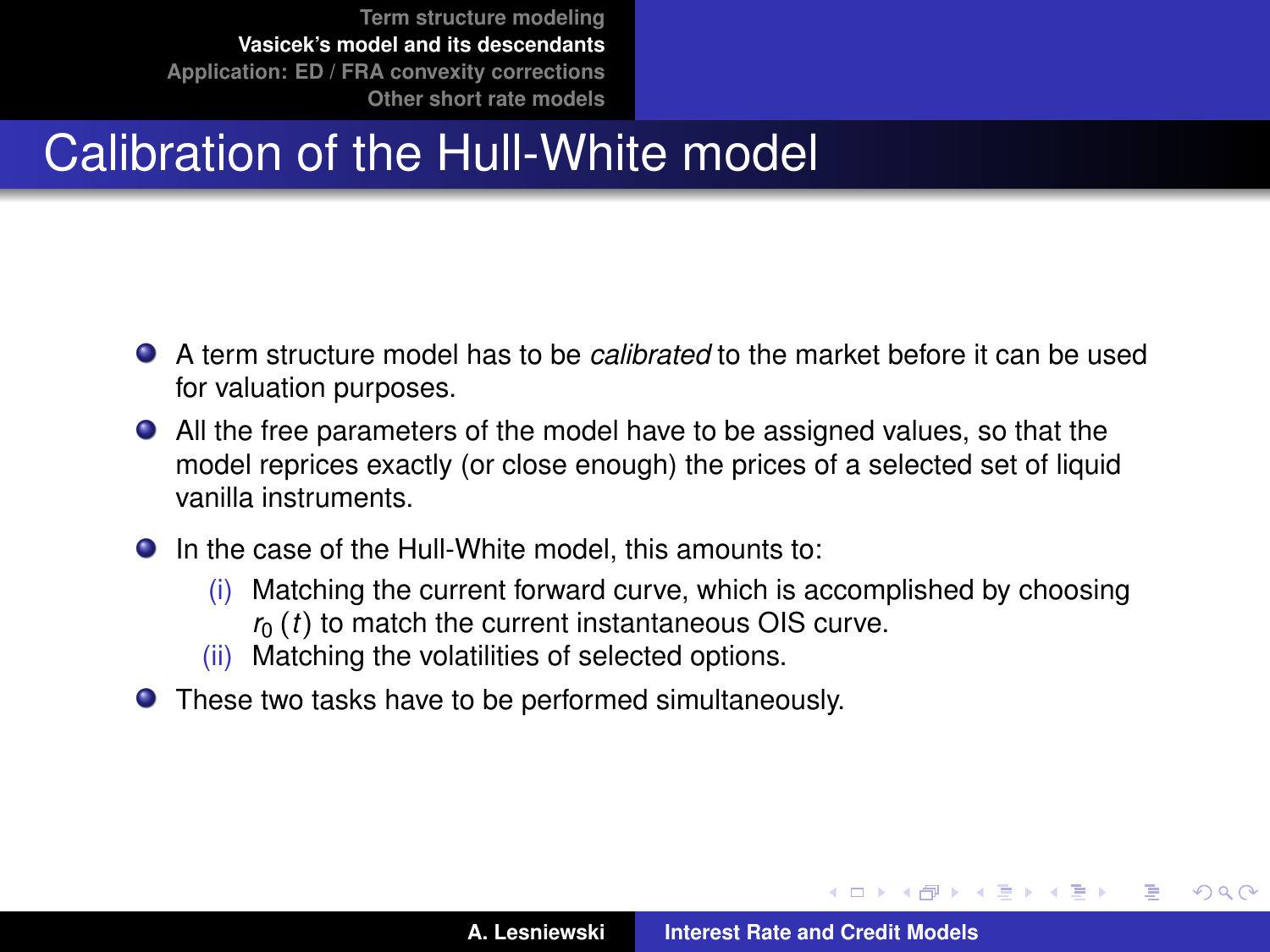# Calibration of the Hull-White model

- A term structure model has to be *calibrated* to the market before it can be used for valuation purposes.
- All the free parameters of the model have to be assigned values, so that the model reprices exactly (or close enough) the prices of a selected set of liquid vanilla instruments.
- In the case of the Hull-White model, this amounts to:
  1. (i) Matching the current forward curve, which is accomplished by choosing $r_0(t)$ to match the current instantaneous OIS curve.
  2. (ii) Matching the volatilities of selected options.
- These two tasks have to be performed simultaneously.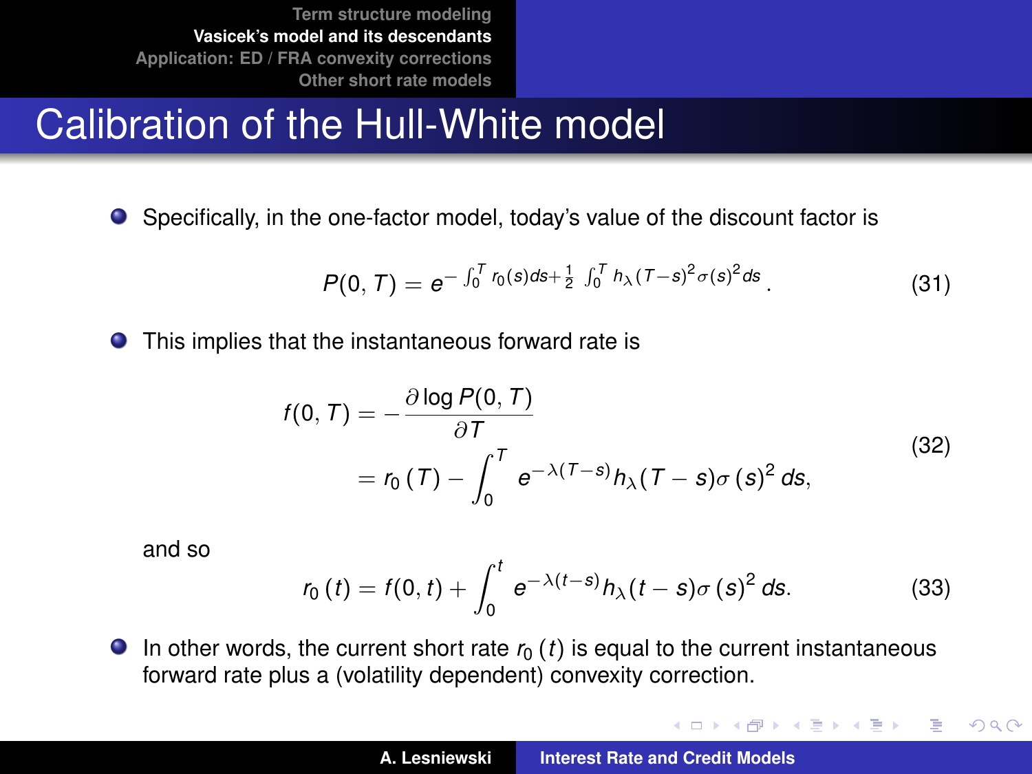# Calibration of the Hull-White model

- Specifically, in the one-factor model, today's value of the discount factor is

$$P(0,T) = e^{-\int_0^T r_0(s)ds + \frac{1}{2}\int_0^T h_\lambda(T-s)^2 \sigma(s)^2 ds}. \tag{31}$$

- This implies that the instantaneous forward rate is

$$\begin{aligned} f(0,T) &= -\frac{\partial \log P(0,T)}{\partial T} \\ &= r_0(T) - \int_0^T e^{-\lambda(T-s)} h_\lambda(T-s)\sigma(s)^2 ds, \end{aligned} \tag{32}$$

and so

$$r_0(t) = f(0,t) + \int_0^t e^{-\lambda(t-s)} h_\lambda(t-s)\sigma(s)^2 ds. \tag{33}$$

- In other words, the current short rate $r_0(t)$ is equal to the current instantaneous forward rate plus a (volatility dependent) convexity correction.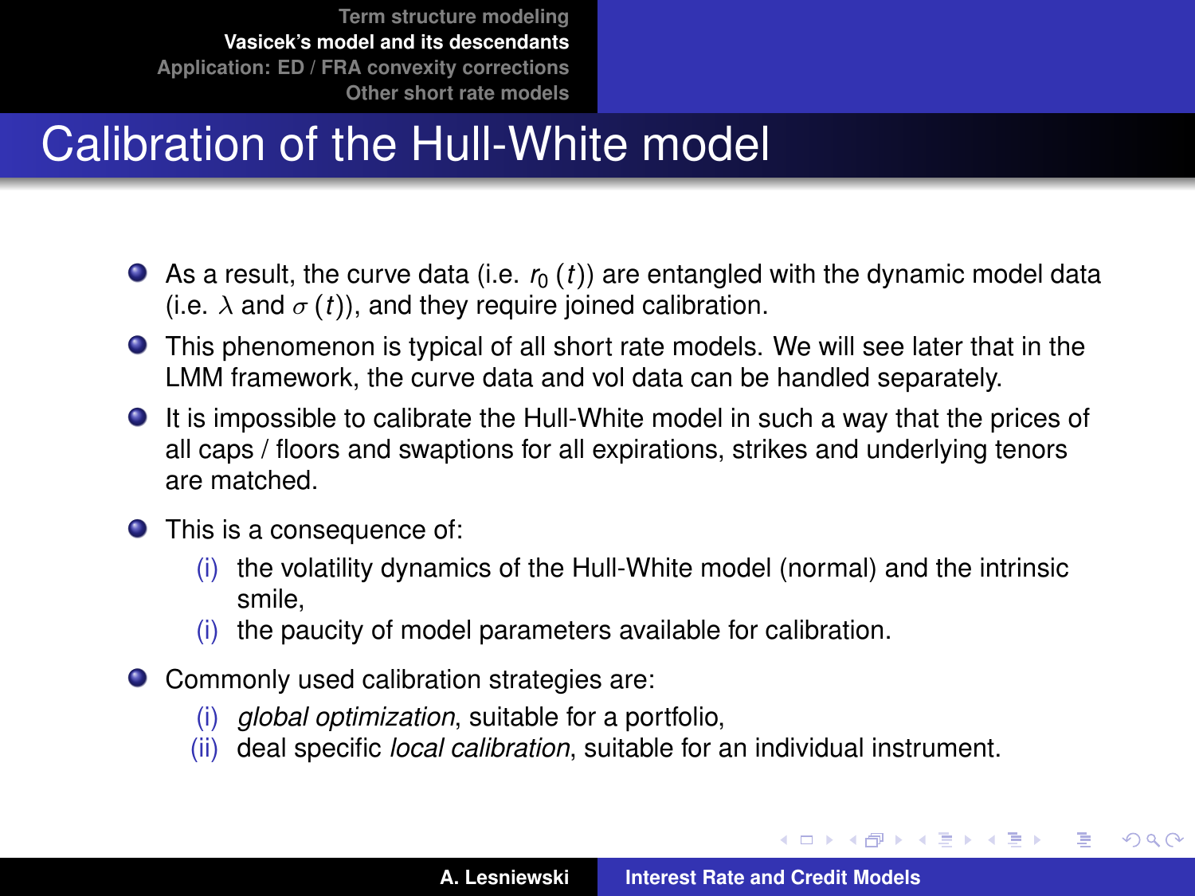# Calibration of the Hull-White model

- As a result, the curve data (i.e. $r_0(t)$) are entangled with the dynamic model data (i.e. $\lambda$ and $\sigma(t)$), and they require joined calibration.
- This phenomenon is typical of all short rate models. We will see later that in the LMM framework, the curve data and vol data can be handled separately.
- It is impossible to calibrate the Hull-White model in such a way that the prices of all caps / floors and swaptions for all expirations, strikes and underlying tenors are matched.
- This is a consequence of:
  - (i) the volatility dynamics of the Hull-White model (normal) and the intrinsic smile,
  - (i) the paucity of model parameters available for calibration.
- Commonly used calibration strategies are:
  - (i) *global optimization*, suitable for a portfolio,
  - (ii) deal specific *local calibration*, suitable for an individual instrument.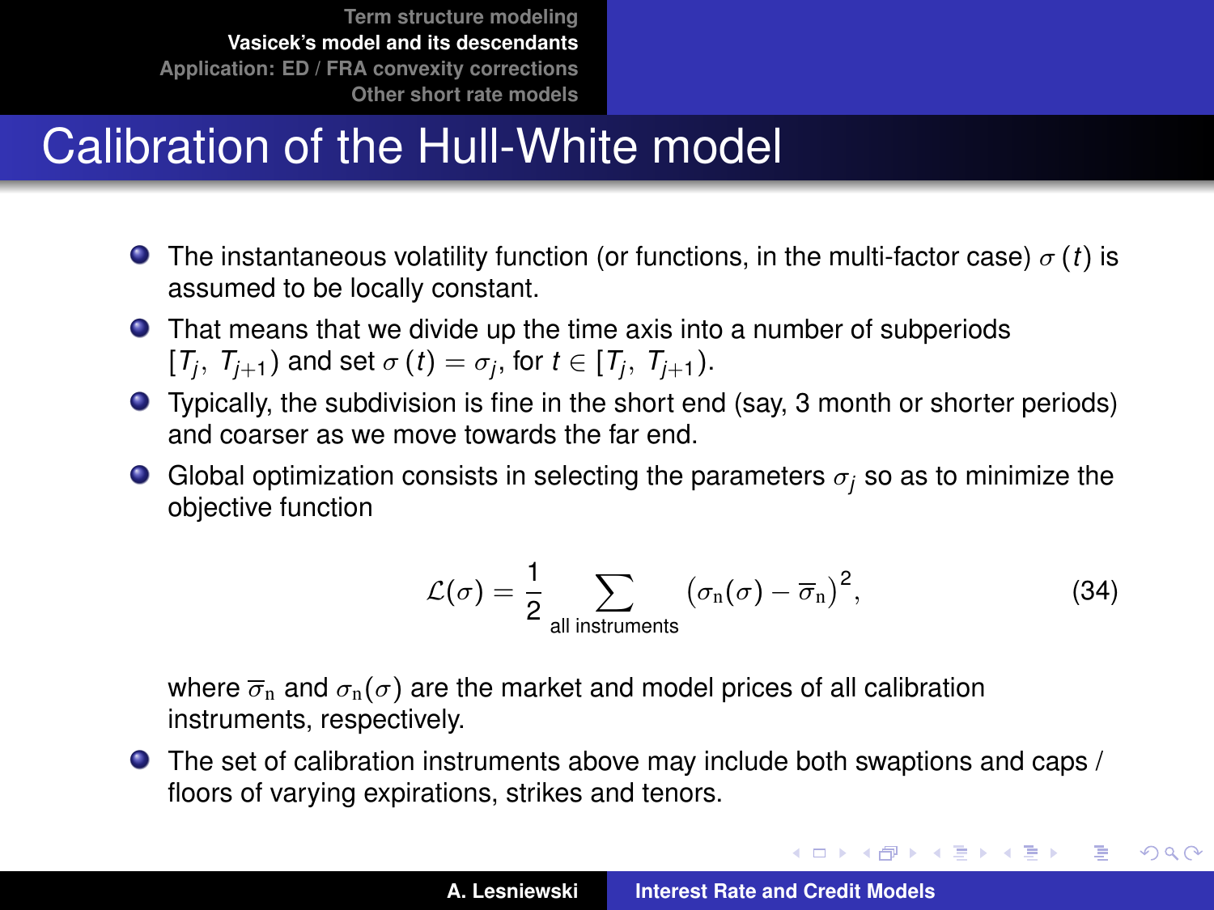# Calibration of the Hull-White model

- The instantaneous volatility function (or functions, in the multi-factor case) $\sigma(t)$ is assumed to be locally constant.
- That means that we divide up the time axis into a number of subperiods $[T_j, T_{j+1})$ and set $\sigma(t) = \sigma_j$, for $t \in [T_j, T_{j+1})$.
- Typically, the subdivision is fine in the short end (say, 3 month or shorter periods) and coarser as we move towards the far end.
- Global optimization consists in selecting the parameters $\sigma_j$ so as to minimize the objective function

$$\mathcal{L}(\sigma) = \frac{1}{2} \sum_{\text{all instruments}} \left(\sigma_{\mathrm{n}}(\sigma) - \overline{\sigma}_{\mathrm{n}}\right)^2, \tag{34}$$

  where $\overline{\sigma}_{\mathrm{n}}$ and $\sigma_{\mathrm{n}}(\sigma)$ are the market and model prices of all calibration instruments, respectively.
- The set of calibration instruments above may include both swaptions and caps / floors of varying expirations, strikes and tenors.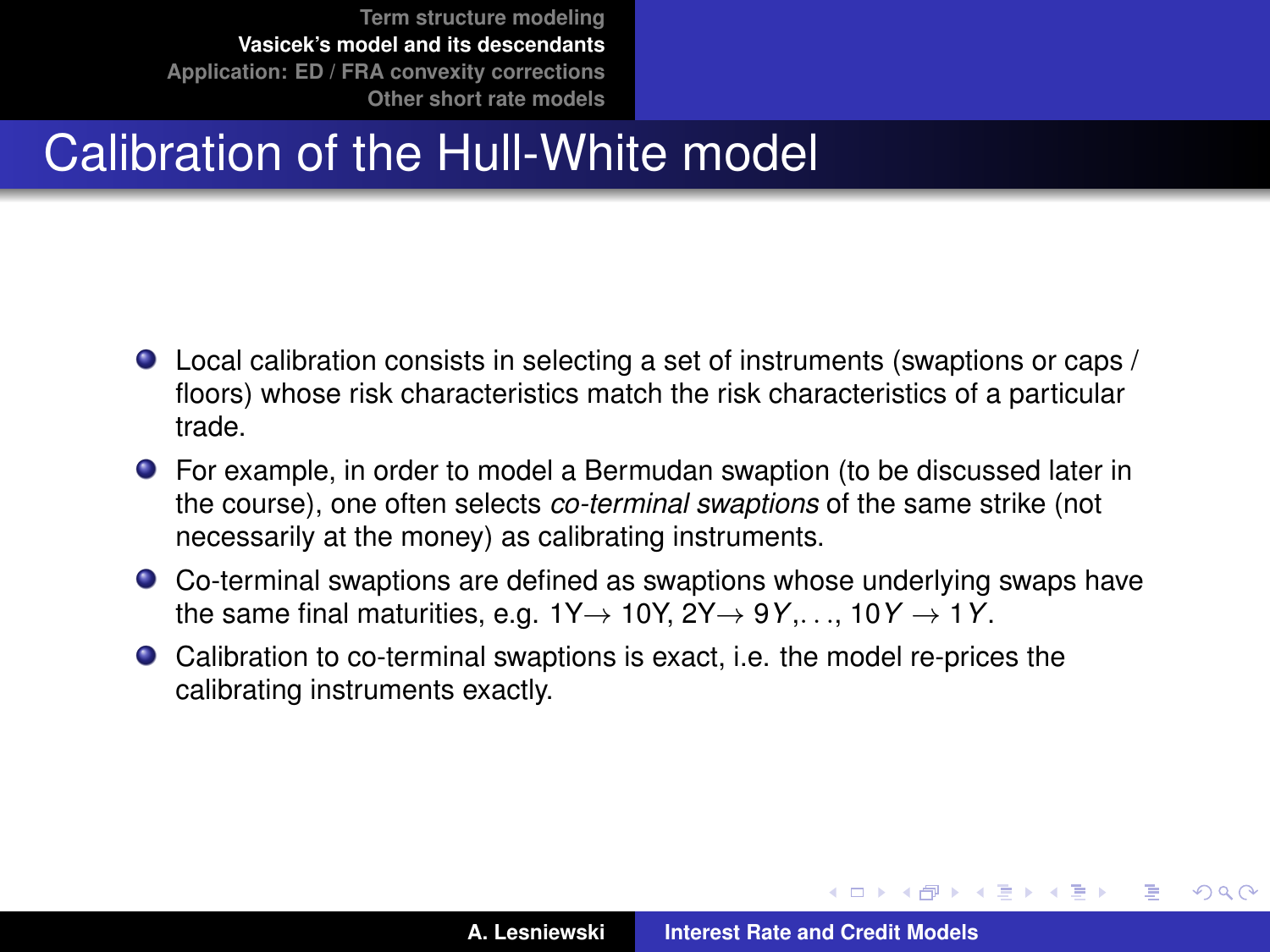# Calibration of the Hull-White model

- Local calibration consists in selecting a set of instruments (swaptions or caps / floors) whose risk characteristics match the risk characteristics of a particular trade.
- For example, in order to model a Bermudan swaption (to be discussed later in the course), one often selects *co-terminal swaptions* of the same strike (not necessarily at the money) as calibrating instruments.
- Co-terminal swaptions are defined as swaptions whose underlying swaps have the same final maturities, e.g. 1Y$\rightarrow$ 10Y, 2Y$\rightarrow$ $9Y$,. . ., $10Y \rightarrow 1Y$.
- Calibration to co-terminal swaptions is exact, i.e. the model re-prices the calibrating instruments exactly.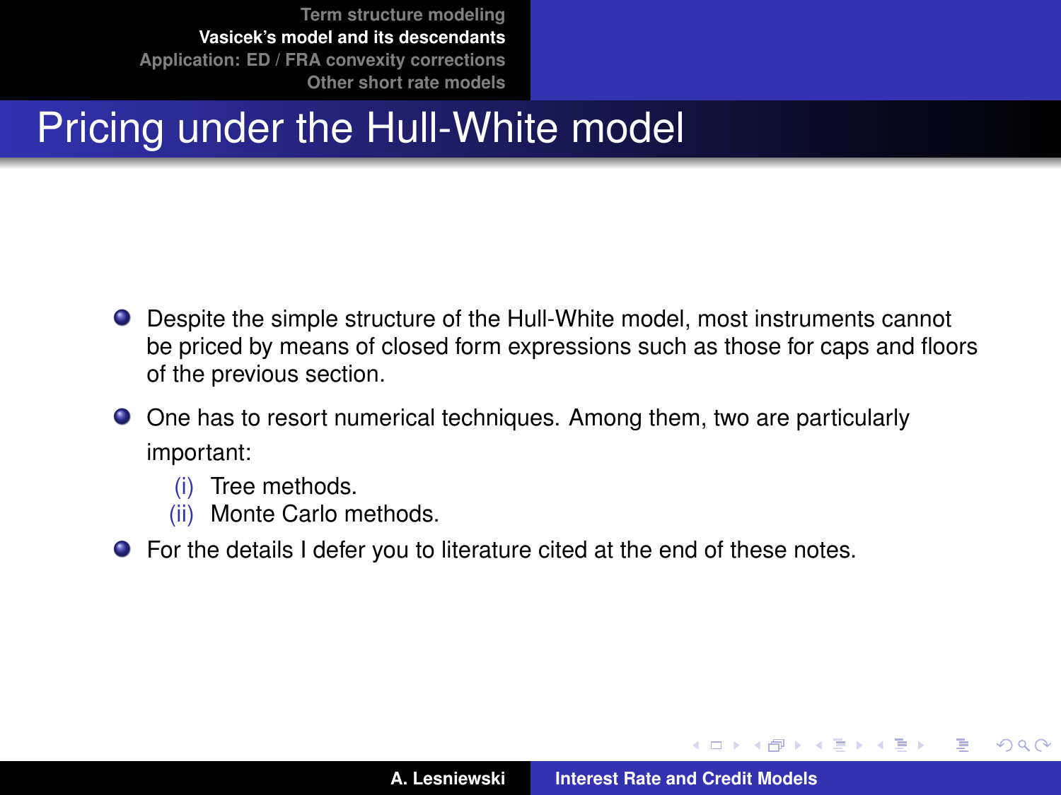# Pricing under the Hull-White model

- Despite the simple structure of the Hull-White model, most instruments cannot be priced by means of closed form expressions such as those for caps and floors of the previous section.
- One has to resort numerical techniques. Among them, two are particularly important:
  - (i) Tree methods.
  - (ii) Monte Carlo methods.
- For the details I defer you to literature cited at the end of these notes.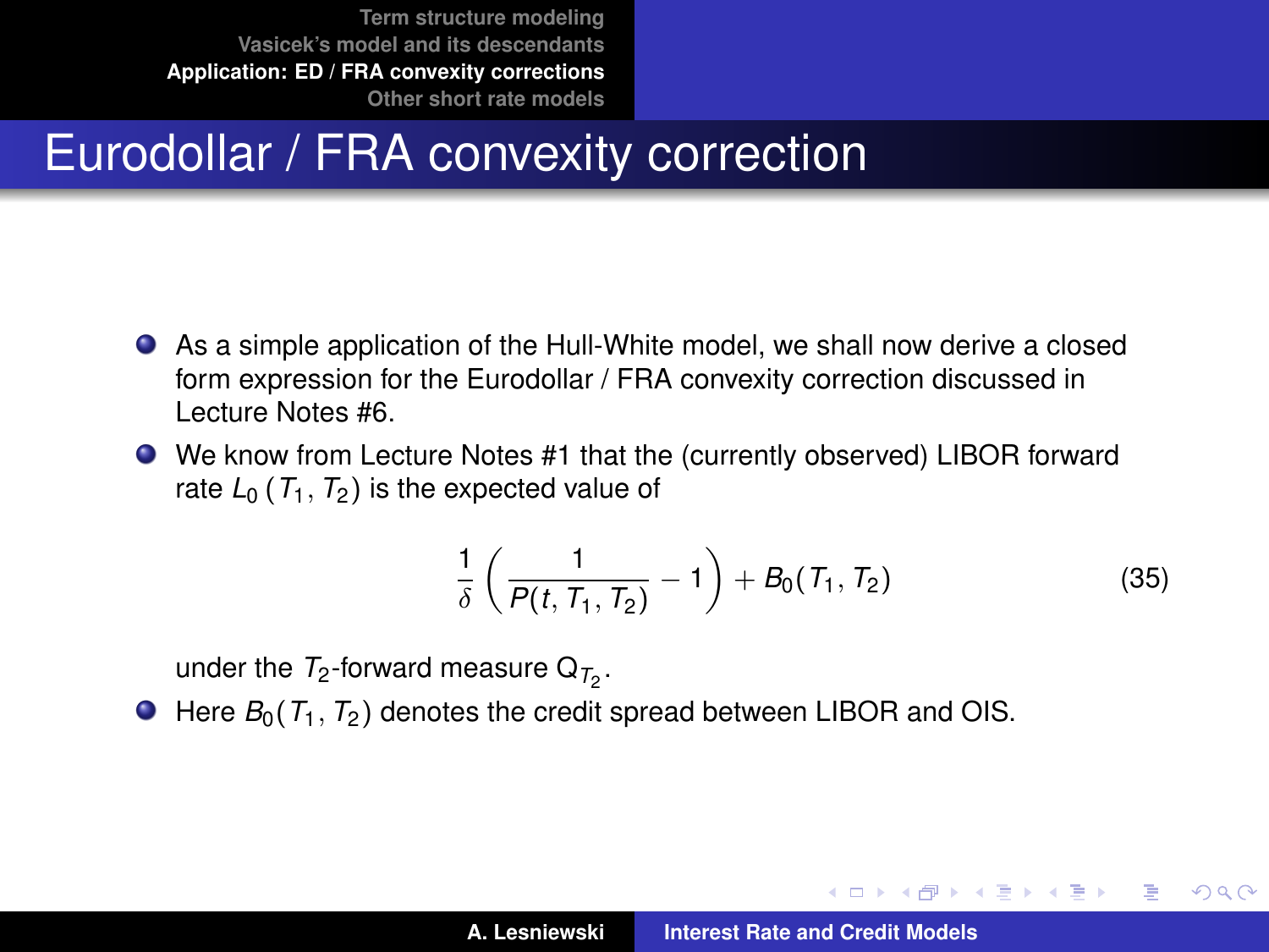# Eurodollar / FRA convexity correction

- As a simple application of the Hull-White model, we shall now derive a closed form expression for the Eurodollar / FRA convexity correction discussed in Lecture Notes #6.
- We know from Lecture Notes #1 that the (currently observed) LIBOR forward rate $L_0\left(T_1, T_2\right)$ is the expected value of

$$\frac{1}{\delta}\left(\frac{1}{P(t, T_1, T_2)} - 1\right) + B_0(T_1, T_2) \tag{35}$$

under the $T_2$-forward measure $\mathsf{Q}_{T_2}$.

- Here $B_0(T_1, T_2)$ denotes the credit spread between LIBOR and OIS.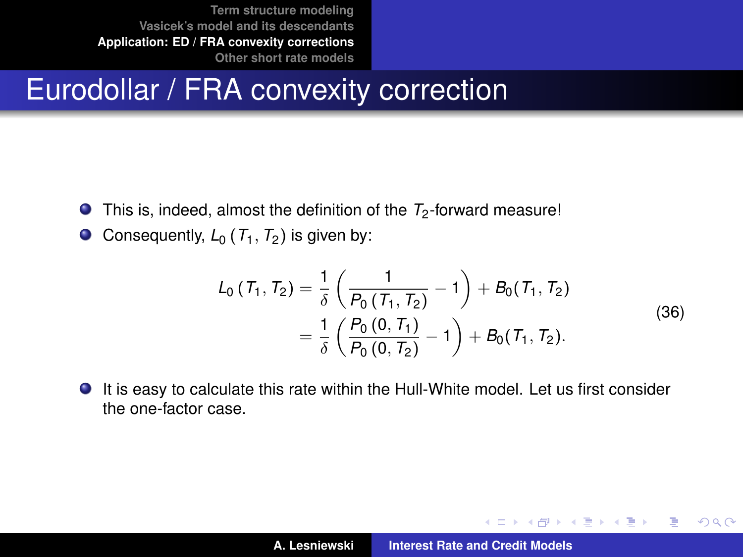# Eurodollar / FRA convexity correction

- This is, indeed, almost the definition of the $T_2$-forward measure!
- Consequently, $L_0\left(T_1, T_2\right)$ is given by:

$$
\begin{aligned}
L_0\left(T_1, T_2\right) &= \frac{1}{\delta}\left(\frac{1}{P_0\left(T_1, T_2\right)} - 1\right) + B_0(T_1, T_2) \\
&= \frac{1}{\delta}\left(\frac{P_0\left(0, T_1\right)}{P_0\left(0, T_2\right)} - 1\right) + B_0(T_1, T_2).
\end{aligned}
\tag{36}
$$

- It is easy to calculate this rate within the Hull-White model. Let us first consider the one-factor case.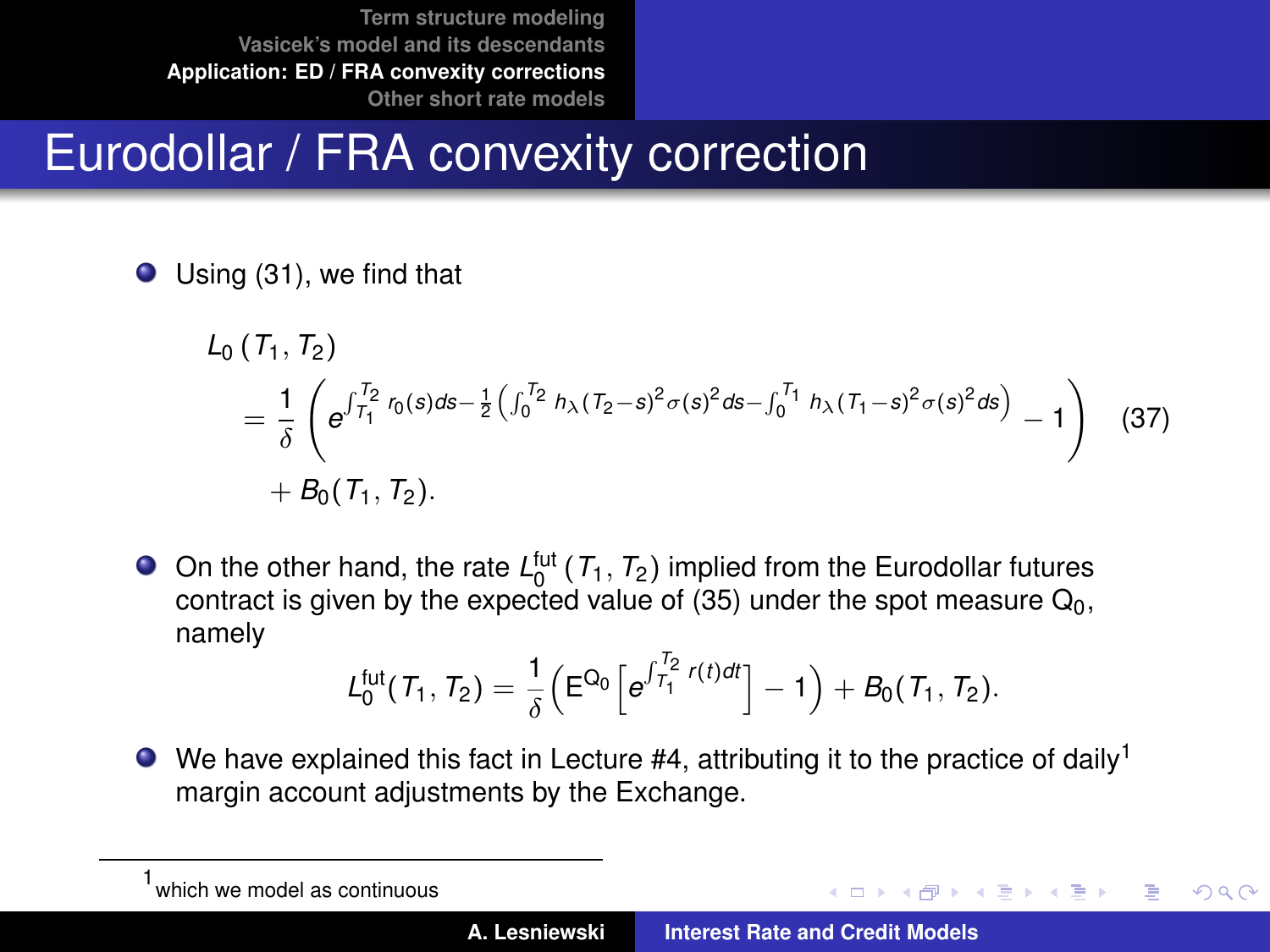# Eurodollar / FRA convexity correction

- Using (31), we find that

$$
\begin{aligned}
L_0(T_1, T_2) \\
&= \frac{1}{\delta}\left(e^{\int_{T_1}^{T_2} r_0(s)ds - \frac{1}{2}\left(\int_0^{T_2} h_\lambda(T_2-s)^2\sigma(s)^2 ds - \int_0^{T_1} h_\lambda(T_1-s)^2\sigma(s)^2 ds\right)} - 1\right) \qquad (37) \\
&\quad + B_0(T_1, T_2).
\end{aligned}
$$

- On the other hand, the rate $L_0^{\text{fut}}(T_1, T_2)$ implied from the Eurodollar futures contract is given by the expected value of (35) under the spot measure $Q_0$, namely

$$
L_0^{\text{fut}}(T_1, T_2) = \frac{1}{\delta}\left(\mathsf{E}^{Q_0}\left[e^{\int_{T_1}^{T_2} r(t)dt}\right] - 1\right) + B_0(T_1, T_2).
$$

- We have explained this fact in Lecture #4, attributing it to the practice of daily[1] margin account adjustments by the Exchange.

[1] which we model as continuous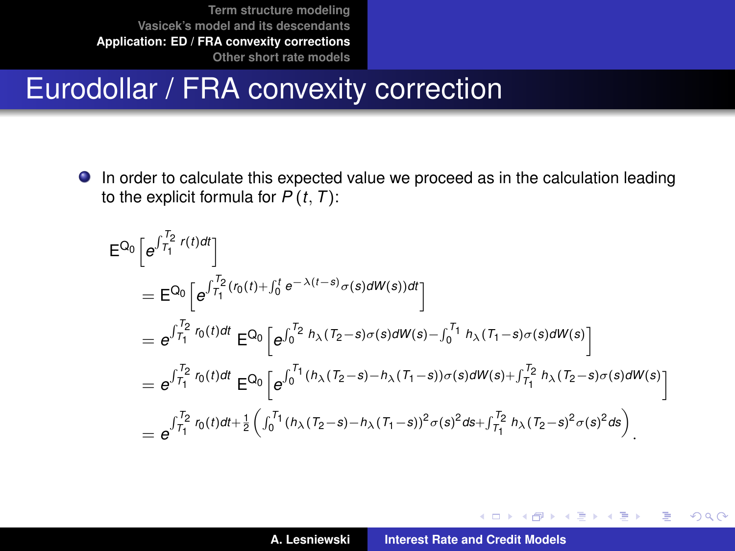# Eurodollar / FRA convexity correction

- In order to calculate this expected value we proceed as in the calculation leading to the explicit formula for $P(t, T)$:

$$
\begin{aligned}
&\mathsf{E}^{\mathsf{Q}_0}\left[e^{\int_{T_1}^{T_2} r(t)dt}\right] \\
&= \mathsf{E}^{\mathsf{Q}_0}\left[e^{\int_{T_1}^{T_2}(r_0(t)+\int_0^t e^{-\lambda(t-s)}\sigma(s)dW(s))dt}\right] \\
&= e^{\int_{T_1}^{T_2} r_0(t)dt}\, \mathsf{E}^{\mathsf{Q}_0}\left[e^{\int_0^{T_2} h_\lambda(T_2-s)\sigma(s)dW(s)-\int_0^{T_1} h_\lambda(T_1-s)\sigma(s)dW(s)}\right] \\
&= e^{\int_{T_1}^{T_2} r_0(t)dt}\, \mathsf{E}^{\mathsf{Q}_0}\left[e^{\int_0^{T_1}(h_\lambda(T_2-s)-h_\lambda(T_1-s))\sigma(s)dW(s)+\int_{T_1}^{T_2} h_\lambda(T_2-s)\sigma(s)dW(s)}\right] \\
&= e^{\int_{T_1}^{T_2} r_0(t)dt+\frac{1}{2}\left(\int_0^{T_1}(h_\lambda(T_2-s)-h_\lambda(T_1-s))^2\sigma(s)^2ds+\int_{T_1}^{T_2} h_\lambda(T_2-s)^2\sigma(s)^2ds\right)}.
\end{aligned}
$$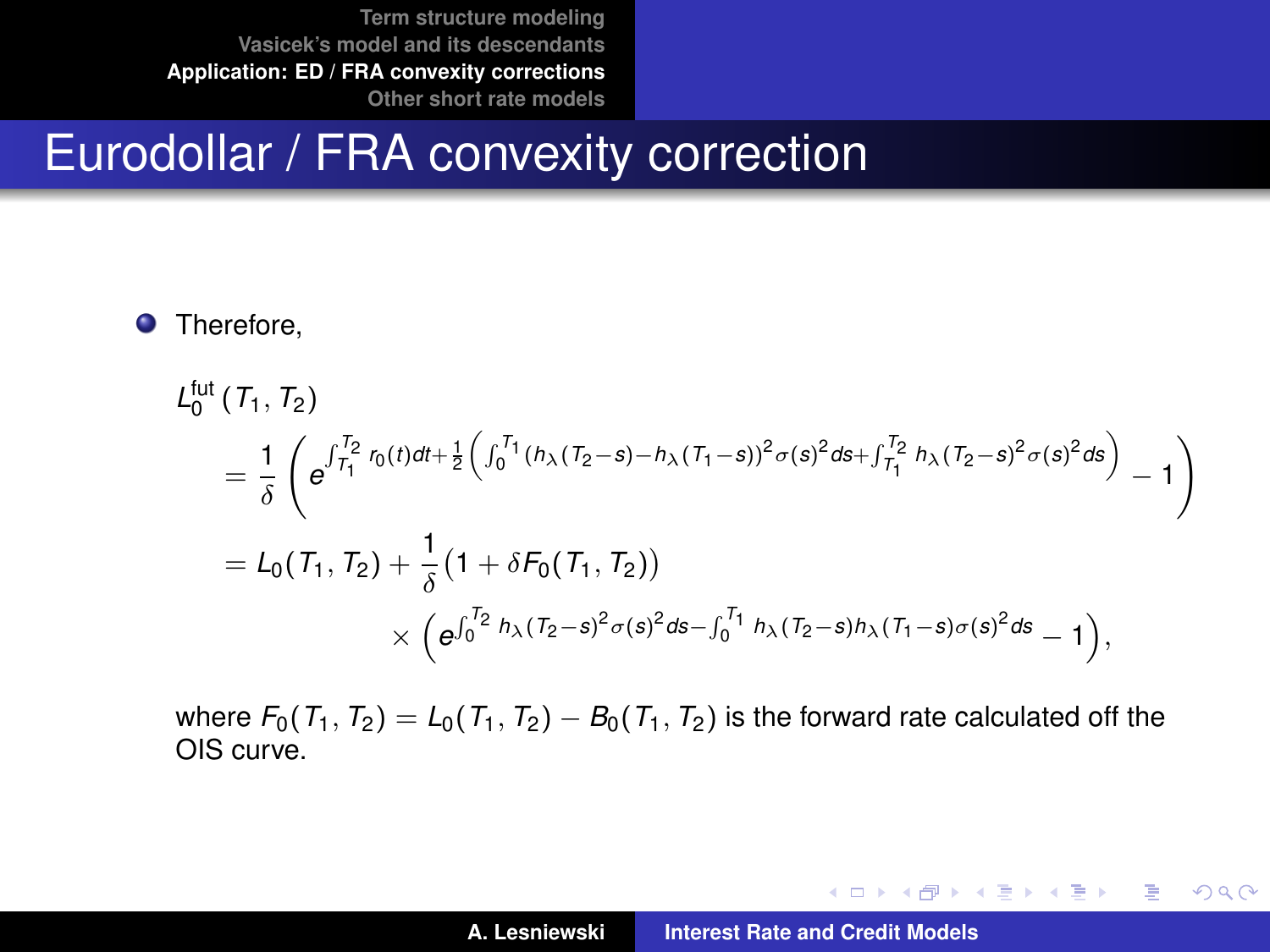# Eurodollar / FRA convexity correction

- Therefore,

$$
\begin{aligned}
L_0^{\text{fut}}(T_1, T_2) &= \frac{1}{\delta}\left(e^{\int_{T_1}^{T_2} r_0(t)dt + \frac{1}{2}\left(\int_0^{T_1}(h_\lambda(T_2-s)-h_\lambda(T_1-s))^2\sigma(s)^2 ds + \int_{T_1}^{T_2} h_\lambda(T_2-s)^2\sigma(s)^2 ds\right)} - 1\right) \\
&= L_0(T_1, T_2) + \frac{1}{\delta}(1 + \delta F_0(T_1, T_2)) \\
&\qquad \times \left(e^{\int_0^{T_2} h_\lambda(T_2-s)^2\sigma(s)^2 ds - \int_0^{T_1} h_\lambda(T_2-s)h_\lambda(T_1-s)\sigma(s)^2 ds} - 1\right),
\end{aligned}
$$

where $F_0(T_1, T_2) = L_0(T_1, T_2) - B_0(T_1, T_2)$ is the forward rate calculated off the OIS curve.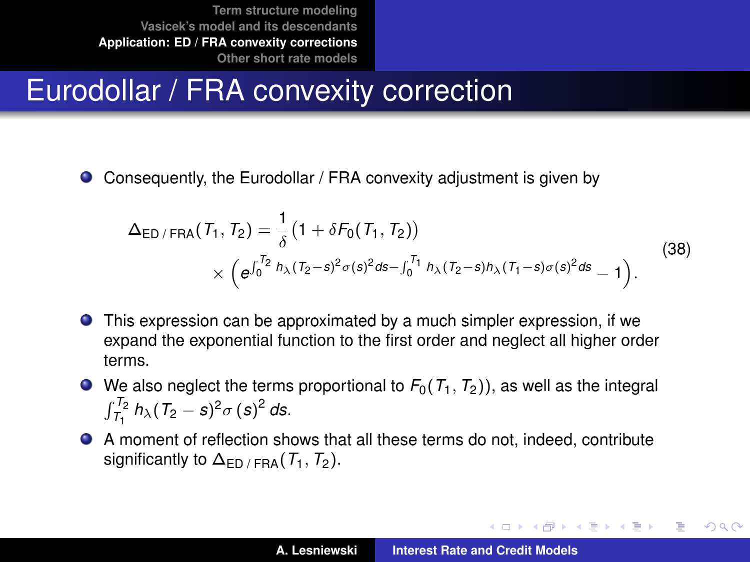# Eurodollar / FRA convexity correction

- Consequently, the Eurodollar / FRA convexity adjustment is given by

$$\Delta_{\text{ED / FRA}}(T_1, T_2) = \frac{1}{\delta}\left(1 + \delta F_0(T_1, T_2)\right) \times \left(e^{\int_0^{T_2} h_\lambda(T_2 - s)^2 \sigma(s)^2 ds - \int_0^{T_1} h_\lambda(T_2 - s) h_\lambda(T_1 - s)\sigma(s)^2 ds} - 1\right). \tag{38}$$

- This expression can be approximated by a much simpler expression, if we expand the exponential function to the first order and neglect all higher order terms.
- We also neglect the terms proportional to $F_0(T_1, T_2))$, as well as the integral $\int_{T_1}^{T_2} h_\lambda(T_2 - s)^2 \sigma(s)^2 ds$.
- A moment of reflection shows that all these terms do not, indeed, contribute significantly to $\Delta_{\text{ED / FRA}}(T_1, T_2)$.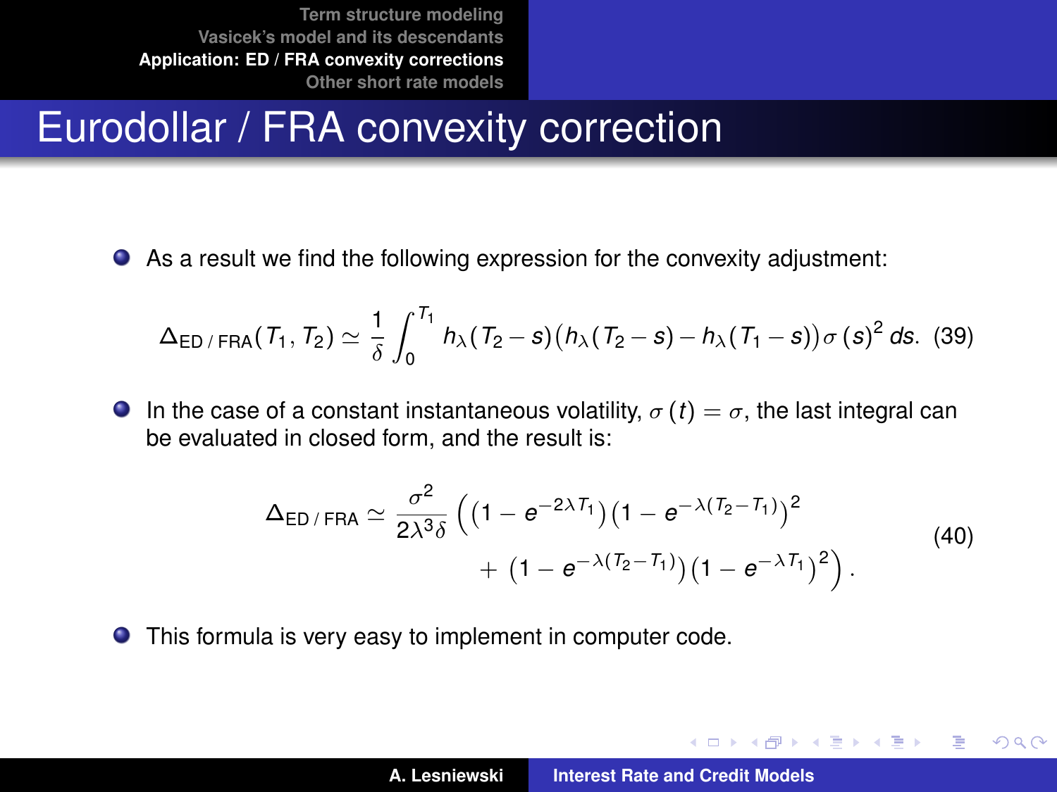# Eurodollar / FRA convexity correction

- As a result we find the following expression for the convexity adjustment:

$$\Delta_{\text{ED / FRA}}(T_1, T_2) \simeq \frac{1}{\delta} \int_0^{T_1} h_\lambda(T_2 - s)\big(h_\lambda(T_2 - s) - h_\lambda(T_1 - s)\big)\sigma(s)^2 \, ds. \quad (39)$$

- In the case of a constant instantaneous volatility, $\sigma(t) = \sigma$, the last integral can be evaluated in closed form, and the result is:

$$\begin{aligned}\Delta_{\text{ED / FRA}} \simeq \frac{\sigma^2}{2\lambda^3\delta} \Big( &\big(1 - e^{-2\lambda T_1}\big)\big(1 - e^{-\lambda(T_2 - T_1)}\big)^2 \\ &+ \big(1 - e^{-\lambda(T_2 - T_1)}\big)\big(1 - e^{-\lambda T_1}\big)^2\Big).\end{aligned} \quad (40)$$

- This formula is very easy to implement in computer code.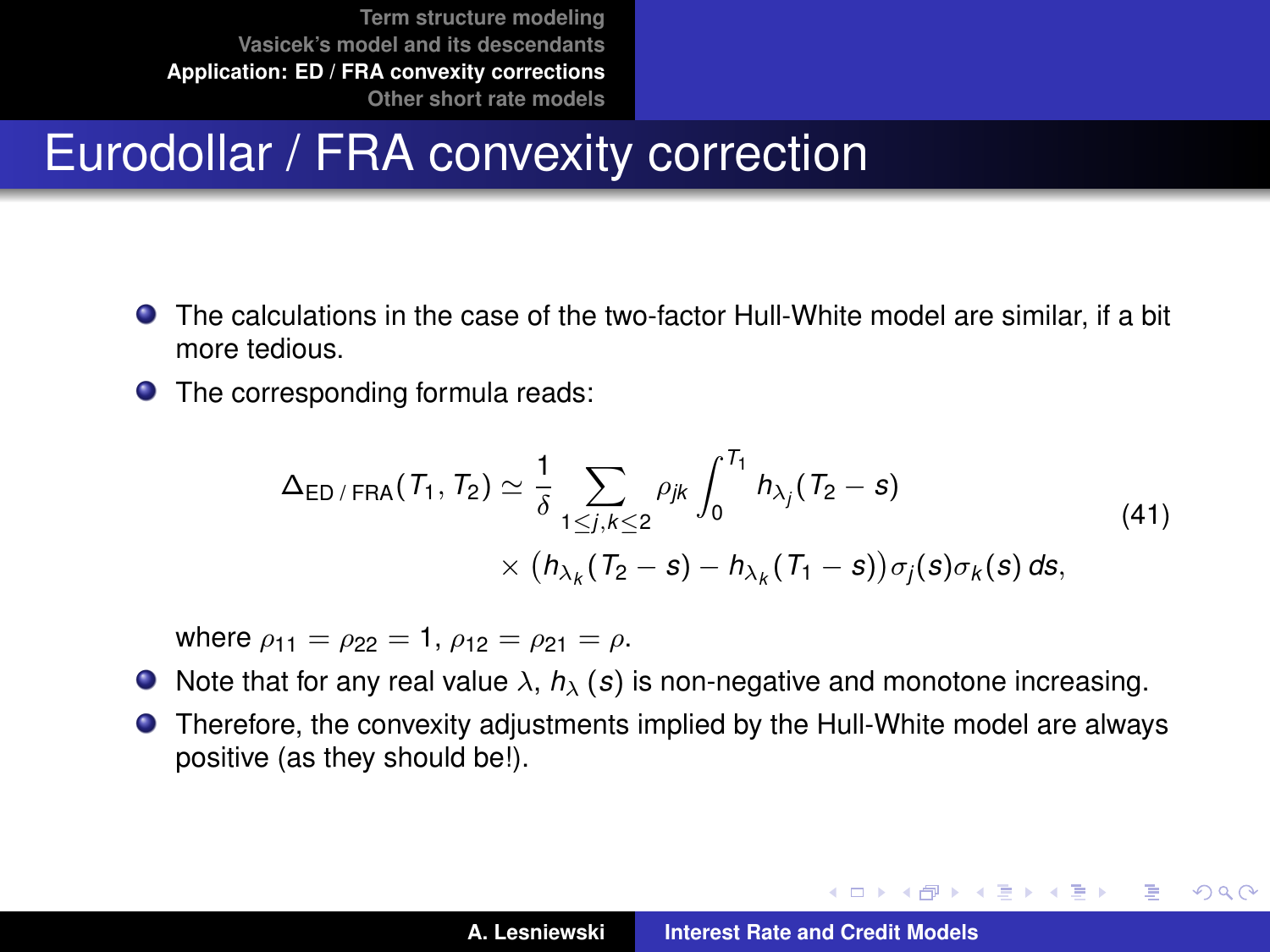# Eurodollar / FRA convexity correction

- The calculations in the case of the two-factor Hull-White model are similar, if a bit more tedious.
- The corresponding formula reads:

$$\Delta_{\text{ED / FRA}}(T_1, T_2) \simeq \frac{1}{\delta} \sum_{1 \leq j,k \leq 2} \rho_{jk} \int_0^{T_1} h_{\lambda_j}(T_2 - s) \times \big(h_{\lambda_k}(T_2 - s) - h_{\lambda_k}(T_1 - s)\big)\sigma_j(s)\sigma_k(s)\, ds, \tag{41}$$

  where $\rho_{11} = \rho_{22} = 1$, $\rho_{12} = \rho_{21} = \rho$.
- Note that for any real value $\lambda$, $h_\lambda(s)$ is non-negative and monotone increasing.
- Therefore, the convexity adjustments implied by the Hull-White model are always positive (as they should be!).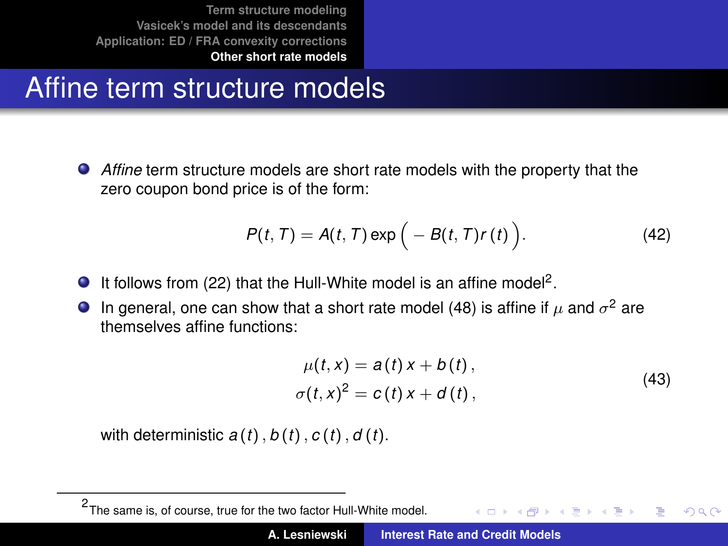# Affine term structure models

- *Affine* term structure models are short rate models with the property that the zero coupon bond price is of the form:

$$P(t,T) = A(t,T)\exp\Big(-B(t,T)r(t)\Big). \tag{42}$$

- It follows from (22) that the Hull-White model is an affine model[2].
- In general, one can show that a short rate model (48) is affine if $\mu$ and $\sigma^2$ are themselves affine functions:

$$\begin{aligned}\mu(t,x) &= a(t)\,x + b(t)\,,\\ \sigma(t,x)^2 &= c(t)\,x + d(t)\,,\end{aligned} \tag{43}$$

  with deterministic $a(t)\,, b(t)\,, c(t)\,, d(t)$.

[2] The same is, of course, true for the two factor Hull-White model.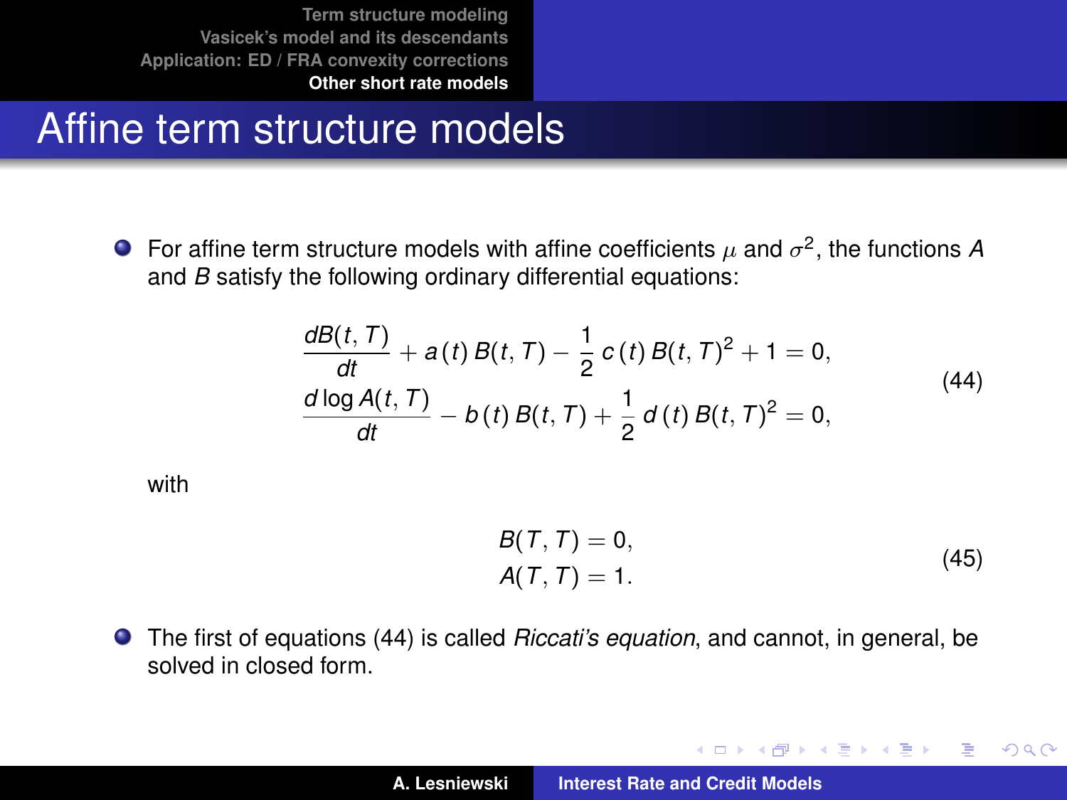# Affine term structure models

- For affine term structure models with affine coefficients $\mu$ and $\sigma^2$, the functions $A$ and $B$ satisfy the following ordinary differential equations:

$$
\begin{aligned}
\frac{dB(t,T)}{dt} + a(t)\, B(t,T) - \frac{1}{2}\, c(t)\, B(t,T)^2 + 1 &= 0, \\
\frac{d \log A(t,T)}{dt} - b(t)\, B(t,T) + \frac{1}{2}\, d(t)\, B(t,T)^2 &= 0,
\end{aligned}
\tag{44}
$$

with

$$
\begin{aligned}
B(T,T) &= 0, \\
A(T,T) &= 1.
\end{aligned}
\tag{45}
$$

- The first of equations (44) is called *Riccati's equation*, and cannot, in general, be solved in closed form.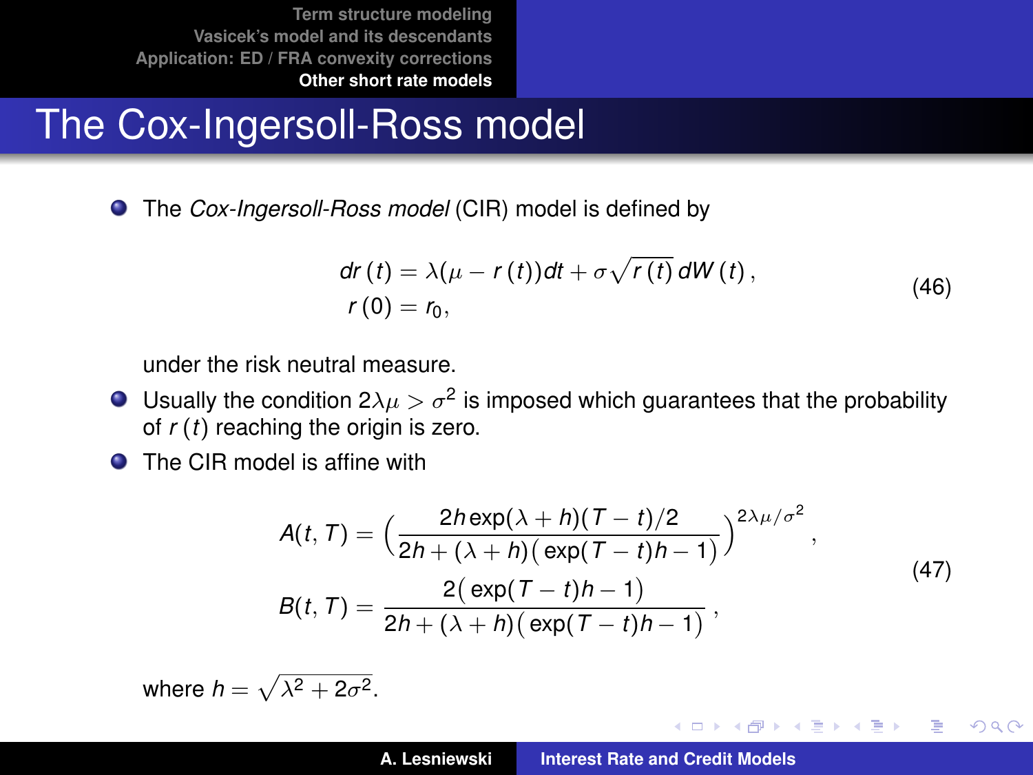# The Cox-Ingersoll-Ross model

- The *Cox-Ingersoll-Ross model* (CIR) model is defined by

$$
\begin{aligned}
dr(t) &= \lambda(\mu - r(t))dt + \sigma\sqrt{r(t)}\,dW(t), \\
r(0) &= r_0,
\end{aligned}
\tag{46}
$$

  under the risk neutral measure.

- Usually the condition $2\lambda\mu > \sigma^2$ is imposed which guarantees that the probability of $r(t)$ reaching the origin is zero.

- The CIR model is affine with

$$
\begin{aligned}
A(t,T) &= \Big(\frac{2h\exp(\lambda+h)(T-t)/2}{2h+(\lambda+h)\big(\exp(T-t)h-1\big)}\Big)^{2\lambda\mu/\sigma^2}, \\
B(t,T) &= \frac{2\big(\exp(T-t)h-1\big)}{2h+(\lambda+h)\big(\exp(T-t)h-1\big)},
\end{aligned}
\tag{47}
$$

  where $h = \sqrt{\lambda^2 + 2\sigma^2}$.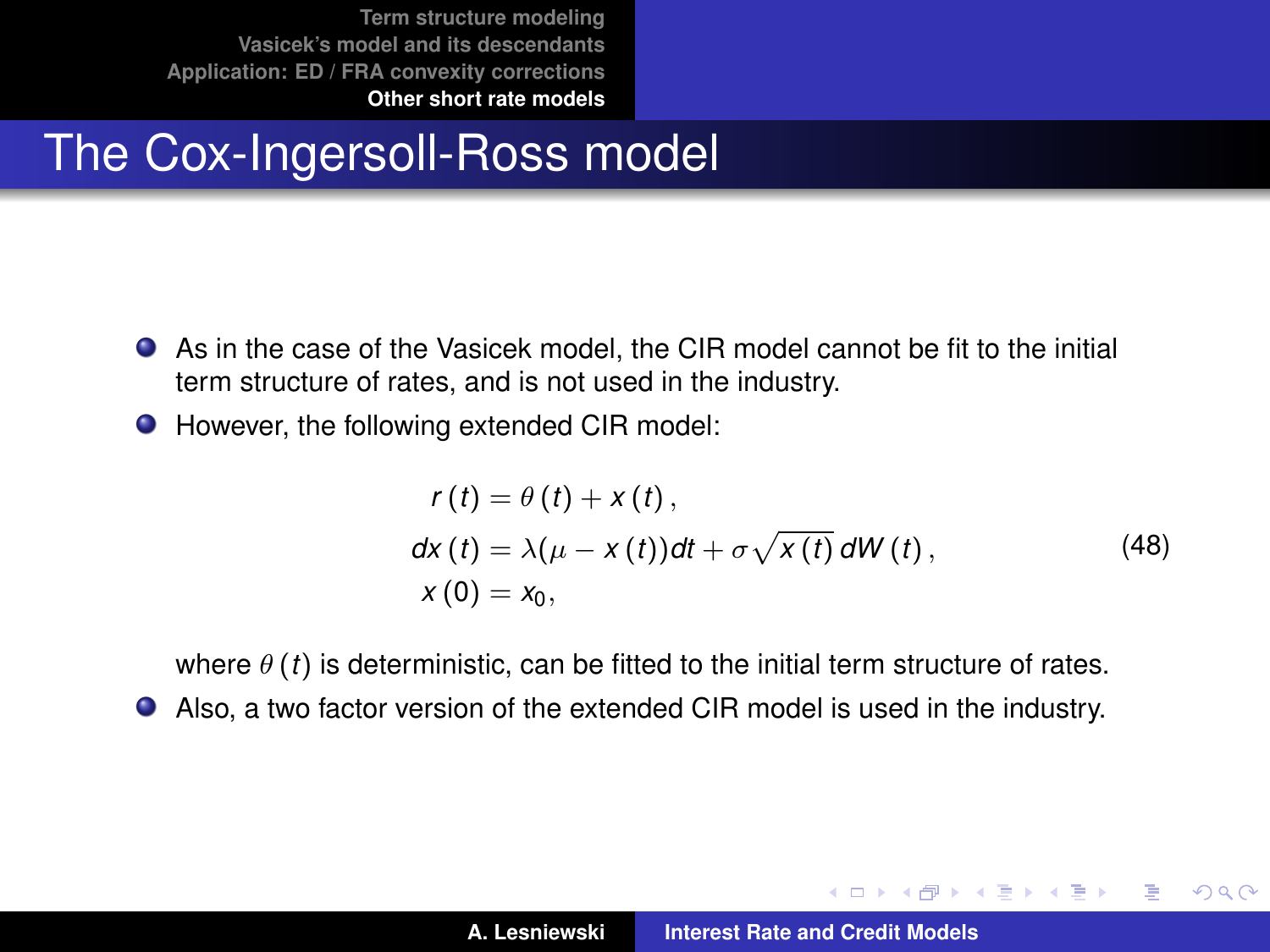# The Cox-Ingersoll-Ross model

- As in the case of the Vasicek model, the CIR model cannot be fit to the initial term structure of rates, and is not used in the industry.
- However, the following extended CIR model:

$$
\begin{aligned}
r(t) &= \theta(t) + x(t), \\
dx(t) &= \lambda(\mu - x(t))dt + \sigma\sqrt{x(t)}\, dW(t), \\
x(0) &= x_0,
\end{aligned}
\tag{48}
$$

  where $\theta(t)$ is deterministic, can be fitted to the initial term structure of rates.
- Also, a two factor version of the extended CIR model is used in the industry.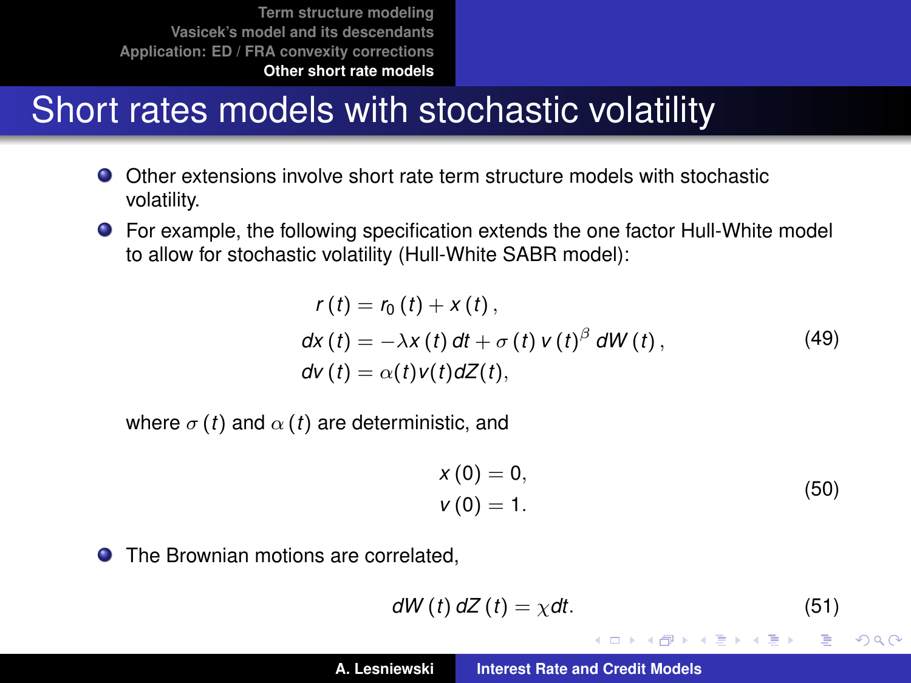# Short rates models with stochastic volatility

- Other extensions involve short rate term structure models with stochastic volatility.
- For example, the following specification extends the one factor Hull-White model to allow for stochastic volatility (Hull-White SABR model):

$$
\begin{aligned}
r(t) &= r_0(t) + x(t), \\
dx(t) &= -\lambda x(t)\, dt + \sigma(t)\, v(t)^{\beta}\, dW(t), \\
dv(t) &= \alpha(t) v(t) dZ(t),
\end{aligned}
\tag{49}
$$

where $\sigma(t)$ and $\alpha(t)$ are deterministic, and

$$
\begin{aligned}
x(0) &= 0, \\
v(0) &= 1.
\end{aligned}
\tag{50}
$$

- The Brownian motions are correlated,

$$
dW(t)\, dZ(t) = \chi dt. \tag{51}
$$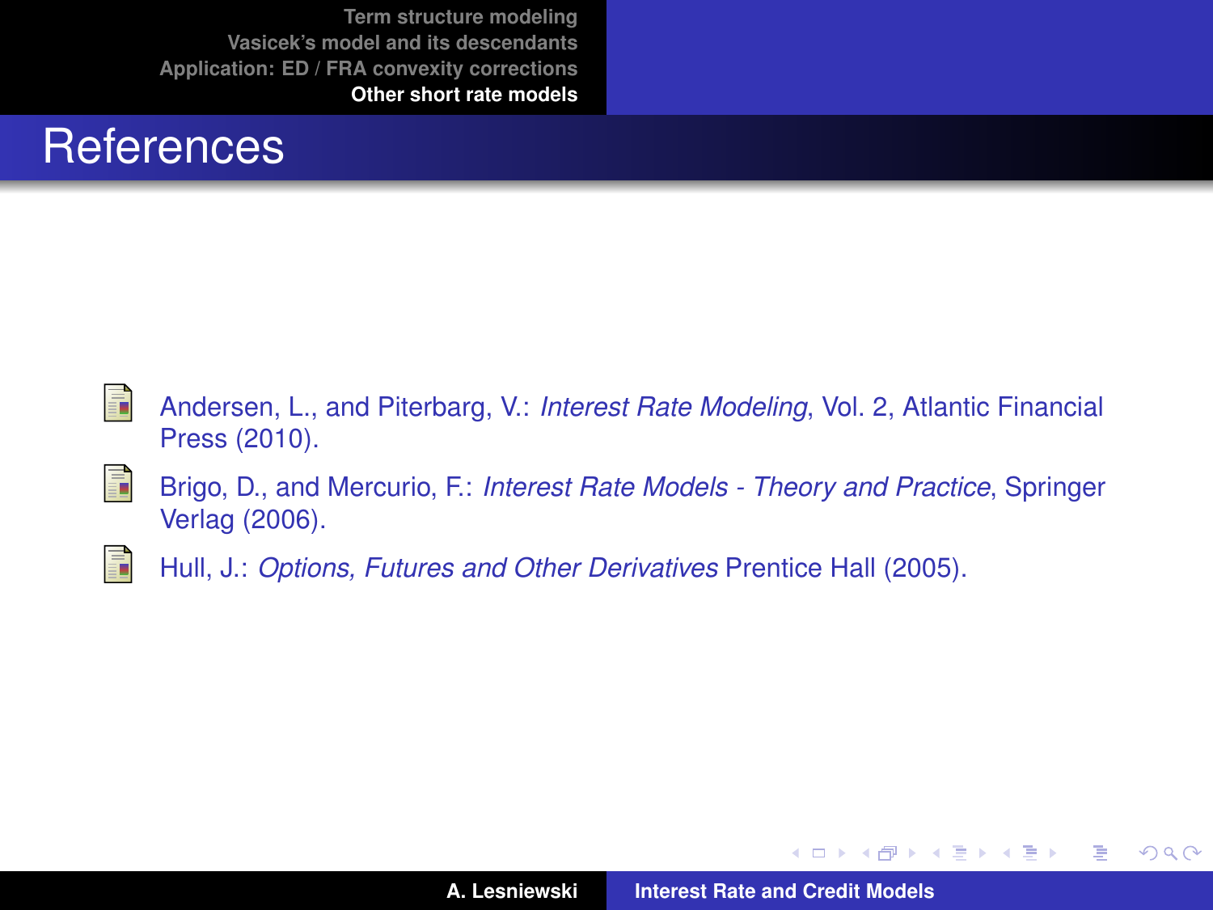# References

- Andersen, L., and Piterbarg, V.: *Interest Rate Modeling*, Vol. 2, Atlantic Financial Press (2010).
- Brigo, D., and Mercurio, F.: *Interest Rate Models - Theory and Practice*, Springer Verlag (2006).
- Hull, J.: *Options, Futures and Other Derivatives* Prentice Hall (2005).